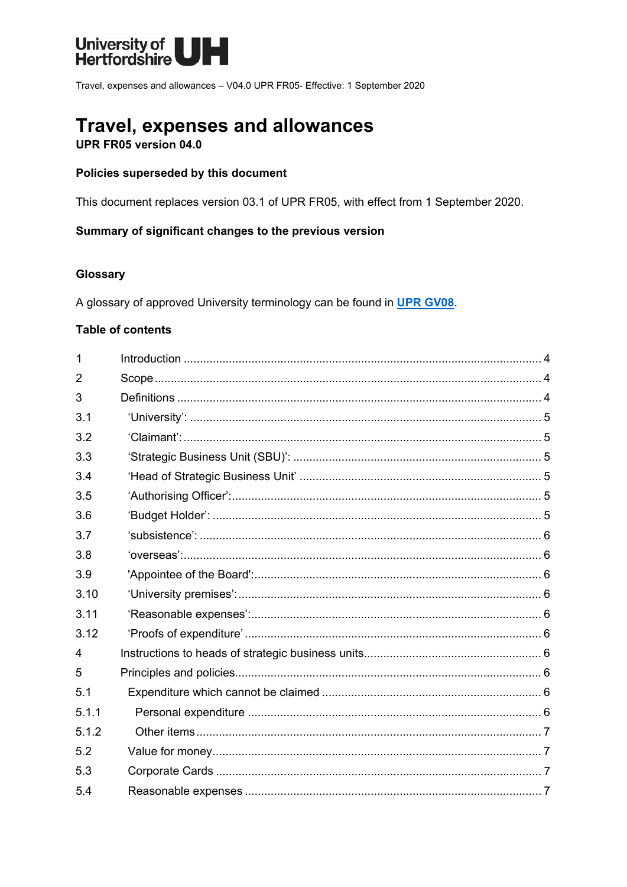University of Hertfordshire UH

Travel, expenses and allowances – V04.0 UPR FR05- Effective: 1 September 2020

# Travel, expenses and allowances

**UPR FR05 version 04.0**

**Policies superseded by this document**

This document replaces version 03.1 of UPR FR05, with effect from 1 September 2020.

**Summary of significant changes to the previous version**

**Glossary**

A glossary of approved University terminology can be found in **UPR GV08**.

**Table of contents**

| | | |
|---|---|---|
| 1 | Introduction | 4 |
| 2 | Scope | 4 |
| 3 | Definitions | 4 |
| 3.1 | 'University': | 5 |
| 3.2 | 'Claimant': | 5 |
| 3.3 | 'Strategic Business Unit (SBU)': | 5 |
| 3.4 | 'Head of Strategic Business Unit' | 5 |
| 3.5 | 'Authorising Officer': | 5 |
| 3.6 | 'Budget Holder': | 5 |
| 3.7 | 'subsistence': | 6 |
| 3.8 | 'overseas': | 6 |
| 3.9 | 'Appointee of the Board': | 6 |
| 3.10 | 'University premises': | 6 |
| 3.11 | 'Reasonable expenses': | 6 |
| 3.12 | 'Proofs of expenditure' | 6 |
| 4 | Instructions to heads of strategic business units | 6 |
| 5 | Principles and policies | 6 |
| 5.1 | Expenditure which cannot be claimed | 6 |
| 5.1.1 | Personal expenditure | 6 |
| 5.1.2 | Other items | 7 |
| 5.2 | Value for money | 7 |
| 5.3 | Corporate Cards | 7 |
| 5.4 | Reasonable expenses | 7 |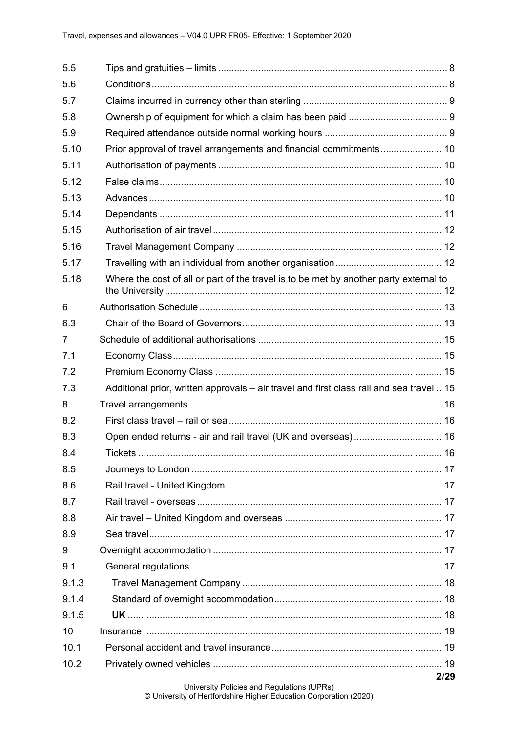| | | |
|---|---|---|
| 5.5 | Tips and gratuities – limits | 8 |
| 5.6 | Conditions | 8 |
| 5.7 | Claims incurred in currency other than sterling | 9 |
| 5.8 | Ownership of equipment for which a claim has been paid | 9 |
| 5.9 | Required attendance outside normal working hours | 9 |
| 5.10 | Prior approval of travel arrangements and financial commitments | 10 |
| 5.11 | Authorisation of payments | 10 |
| 5.12 | False claims | 10 |
| 5.13 | Advances | 10 |
| 5.14 | Dependants | 11 |
| 5.15 | Authorisation of air travel | 12 |
| 5.16 | Travel Management Company | 12 |
| 5.17 | Travelling with an individual from another organisation | 12 |
| 5.18 | Where the cost of all or part of the travel is to be met by another party external to the University | 12 |
| 6 | Authorisation Schedule | 13 |
| 6.3 | Chair of the Board of Governors | 13 |
| 7 | Schedule of additional authorisations | 15 |
| 7.1 | Economy Class | 15 |
| 7.2 | Premium Economy Class | 15 |
| 7.3 | Additional prior, written approvals – air travel and first class rail and sea travel | 15 |
| 8 | Travel arrangements | 16 |
| 8.2 | First class travel – rail or sea | 16 |
| 8.3 | Open ended returns - air and rail travel (UK and overseas) | 16 |
| 8.4 | Tickets | 16 |
| 8.5 | Journeys to London | 17 |
| 8.6 | Rail travel - United Kingdom | 17 |
| 8.7 | Rail travel - overseas | 17 |
| 8.8 | Air travel – United Kingdom and overseas | 17 |
| 8.9 | Sea travel | 17 |
| 9 | Overnight accommodation | 17 |
| 9.1 | General regulations | 17 |
| 9.1.3 | Travel Management Company | 18 |
| 9.1.4 | Standard of overnight accommodation | 18 |
| 9.1.5 | **UK** | 18 |
| 10 | Insurance | 19 |
| 10.1 | Personal accident and travel insurance | 19 |
| 10.2 | Privately owned vehicles | 19 |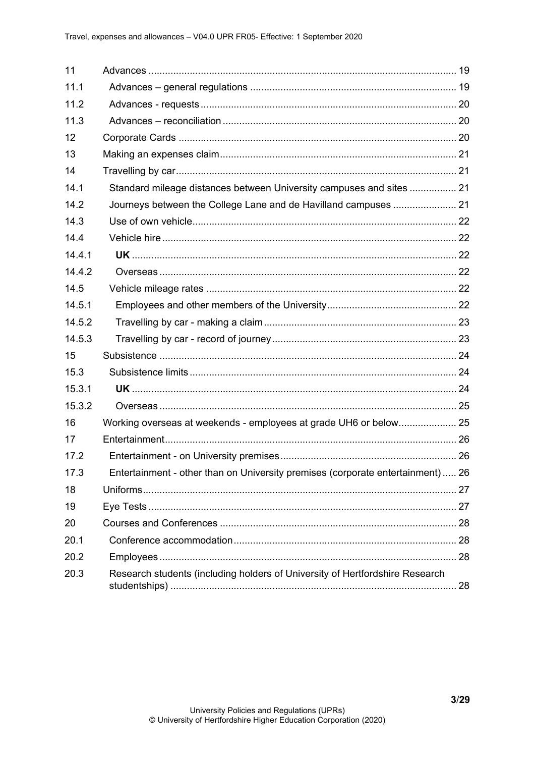| | | |
|---|---|---|
| 11 | Advances | 19 |
| 11.1 | Advances – general regulations | 19 |
| 11.2 | Advances - requests | 20 |
| 11.3 | Advances – reconciliation | 20 |
| 12 | Corporate Cards | 20 |
| 13 | Making an expenses claim | 21 |
| 14 | Travelling by car | 21 |
| 14.1 | Standard mileage distances between University campuses and sites | 21 |
| 14.2 | Journeys between the College Lane and de Havilland campuses | 21 |
| 14.3 | Use of own vehicle | 22 |
| 14.4 | Vehicle hire | 22 |
| 14.4.1 | **UK** | 22 |
| 14.4.2 | Overseas | 22 |
| 14.5 | Vehicle mileage rates | 22 |
| 14.5.1 | Employees and other members of the University | 22 |
| 14.5.2 | Travelling by car - making a claim | 23 |
| 14.5.3 | Travelling by car - record of journey | 23 |
| 15 | Subsistence | 24 |
| 15.3 | Subsistence limits | 24 |
| 15.3.1 | **UK** | 24 |
| 15.3.2 | Overseas | 25 |
| 16 | Working overseas at weekends - employees at grade UH6 or below | 25 |
| 17 | Entertainment | 26 |
| 17.2 | Entertainment - on University premises | 26 |
| 17.3 | Entertainment - other than on University premises (corporate entertainment) | 26 |
| 18 | Uniforms | 27 |
| 19 | Eye Tests | 27 |
| 20 | Courses and Conferences | 28 |
| 20.1 | Conference accommodation | 28 |
| 20.2 | Employees | 28 |
| 20.3 | Research students (including holders of University of Hertfordshire Research studentships) | 28 |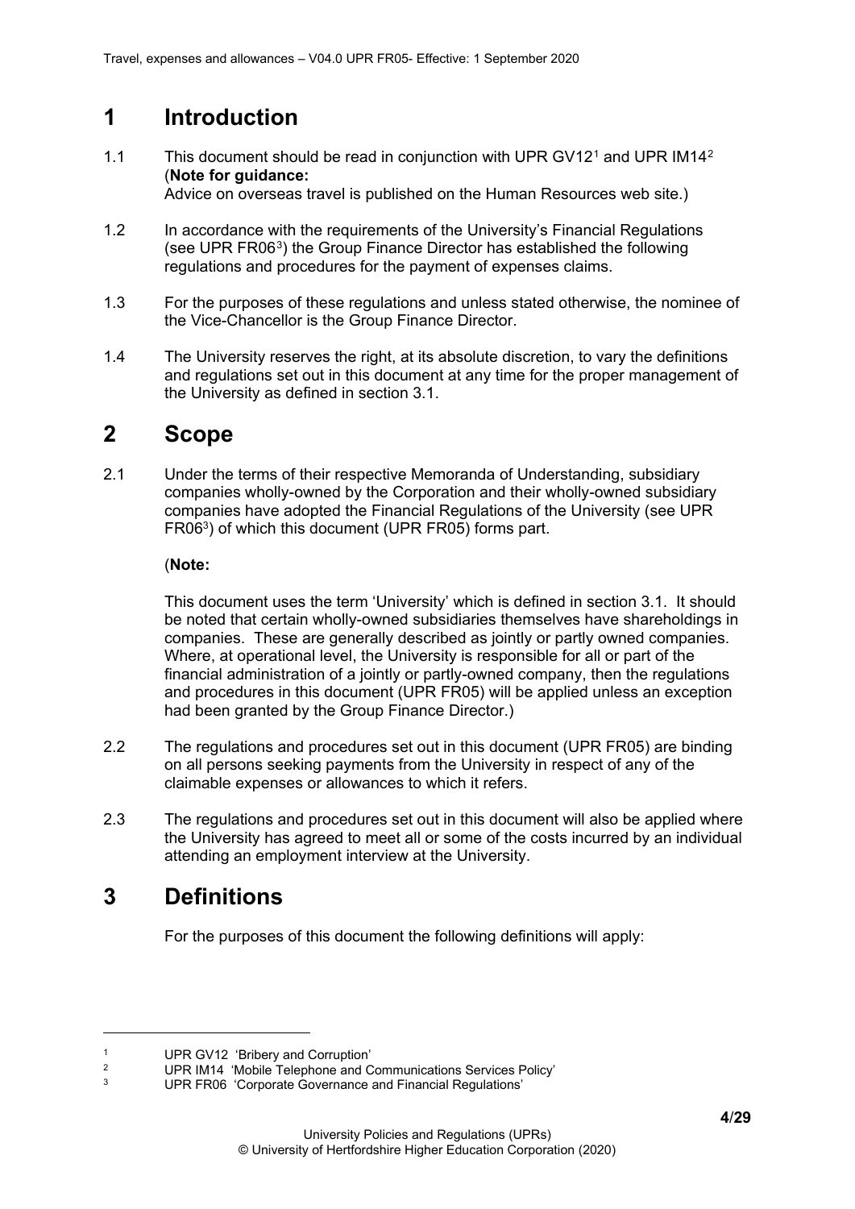# 1 Introduction

1.1 This document should be read in conjunction with UPR GV12[1] and UPR IM14[2] (**Note for guidance:**
Advice on overseas travel is published on the Human Resources web site.)

1.2 In accordance with the requirements of the University's Financial Regulations (see UPR FR06[3]) the Group Finance Director has established the following regulations and procedures for the payment of expenses claims.

1.3 For the purposes of these regulations and unless stated otherwise, the nominee of the Vice-Chancellor is the Group Finance Director.

1.4 The University reserves the right, at its absolute discretion, to vary the definitions and regulations set out in this document at any time for the proper management of the University as defined in section 3.1.

# 2 Scope

2.1 Under the terms of their respective Memoranda of Understanding, subsidiary companies wholly-owned by the Corporation and their wholly-owned subsidiary companies have adopted the Financial Regulations of the University (see UPR FR06[3]) of which this document (UPR FR05) forms part.

(**Note:**

This document uses the term 'University' which is defined in section 3.1. It should be noted that certain wholly-owned subsidiaries themselves have shareholdings in companies. These are generally described as jointly or partly owned companies. Where, at operational level, the University is responsible for all or part of the financial administration of a jointly or partly-owned company, then the regulations and procedures in this document (UPR FR05) will be applied unless an exception had been granted by the Group Finance Director.)

2.2 The regulations and procedures set out in this document (UPR FR05) are binding on all persons seeking payments from the University in respect of any of the claimable expenses or allowances to which it refers.

2.3 The regulations and procedures set out in this document will also be applied where the University has agreed to meet all or some of the costs incurred by an individual attending an employment interview at the University.

# 3 Definitions

For the purposes of this document the following definitions will apply:

---

[1] UPR GV12 'Bribery and Corruption'
[2] UPR IM14 'Mobile Telephone and Communications Services Policy'
[3] UPR FR06 'Corporate Governance and Financial Regulations'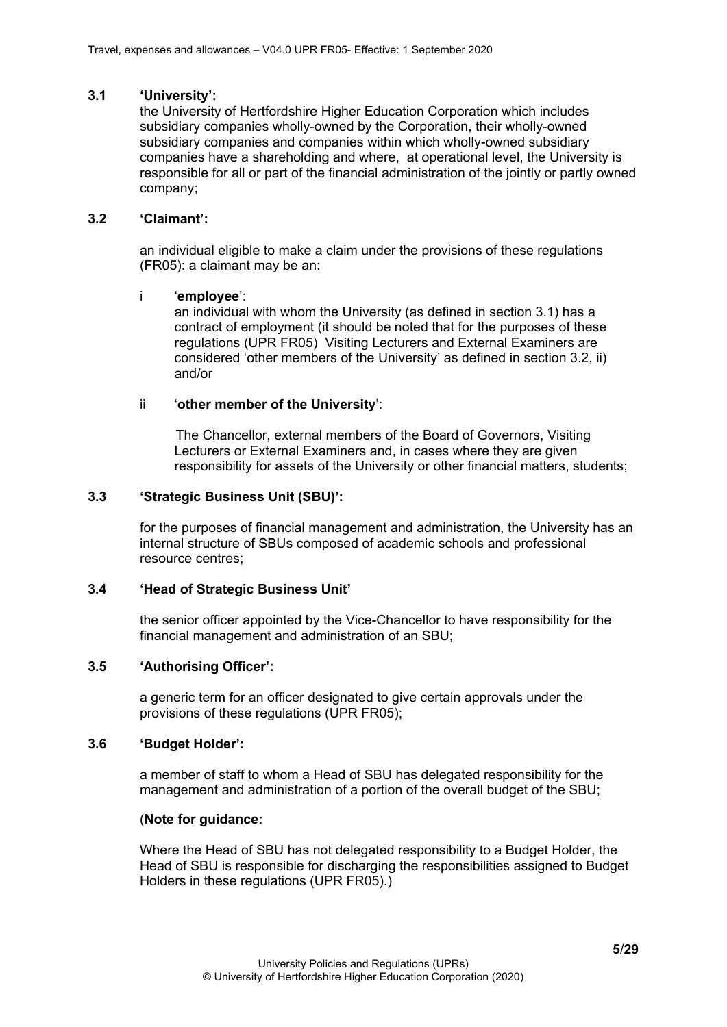**3.1 'University':**

the University of Hertfordshire Higher Education Corporation which includes subsidiary companies wholly-owned by the Corporation, their wholly-owned subsidiary companies and companies within which wholly-owned subsidiary companies have a shareholding and where, at operational level, the University is responsible for all or part of the financial administration of the jointly or partly owned company;

**3.2 'Claimant':**

an individual eligible to make a claim under the provisions of these regulations (FR05): a claimant may be an:

i '**employee**':

an individual with whom the University (as defined in section 3.1) has a contract of employment (it should be noted that for the purposes of these regulations (UPR FR05) Visiting Lecturers and External Examiners are considered 'other members of the University' as defined in section 3.2, ii) and/or

ii '**other member of the University**':

The Chancellor, external members of the Board of Governors, Visiting Lecturers or External Examiners and, in cases where they are given responsibility for assets of the University or other financial matters, students;

**3.3 'Strategic Business Unit (SBU)':**

for the purposes of financial management and administration, the University has an internal structure of SBUs composed of academic schools and professional resource centres;

**3.4 'Head of Strategic Business Unit'**

the senior officer appointed by the Vice-Chancellor to have responsibility for the financial management and administration of an SBU;

**3.5 'Authorising Officer':**

a generic term for an officer designated to give certain approvals under the provisions of these regulations (UPR FR05);

**3.6 'Budget Holder':**

a member of staff to whom a Head of SBU has delegated responsibility for the management and administration of a portion of the overall budget of the SBU;

(**Note for guidance:**

Where the Head of SBU has not delegated responsibility to a Budget Holder, the Head of SBU is responsible for discharging the responsibilities assigned to Budget Holders in these regulations (UPR FR05).)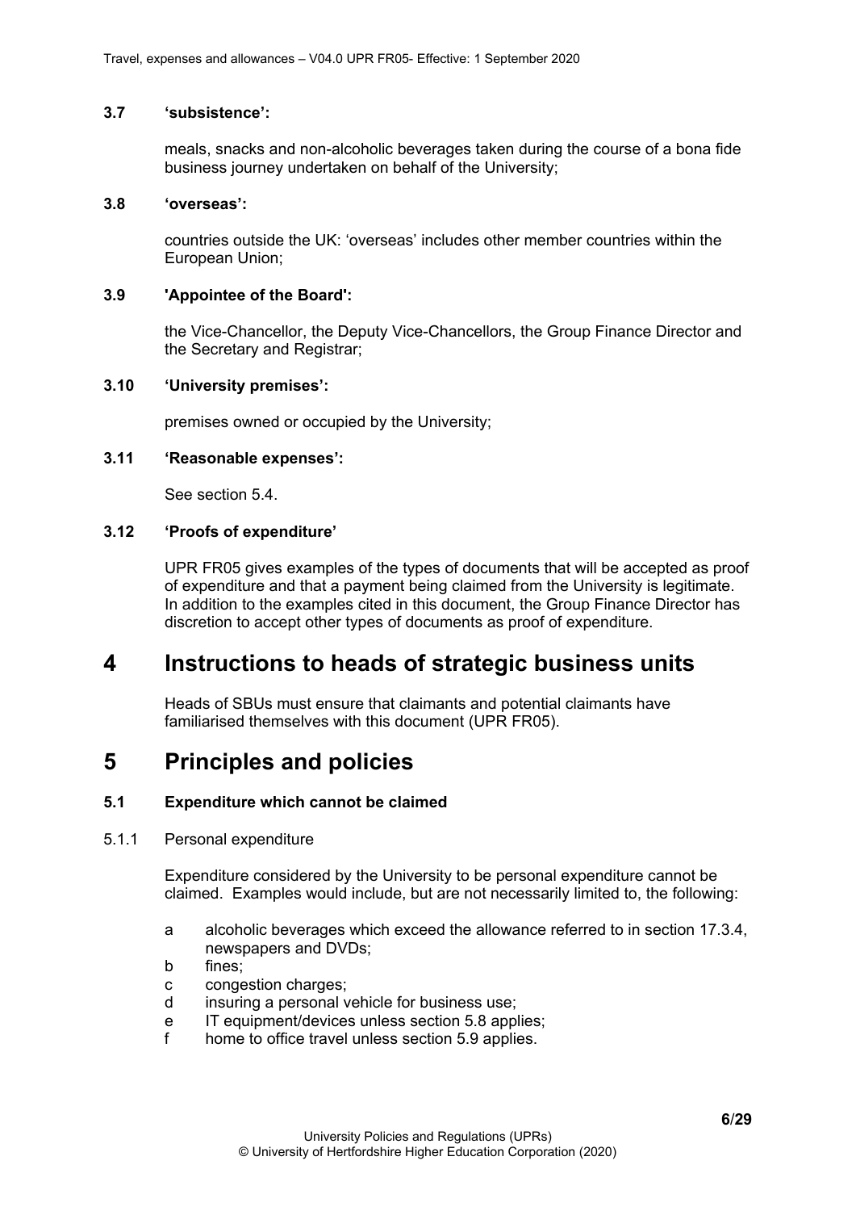**3.7 'subsistence':**

meals, snacks and non-alcoholic beverages taken during the course of a bona fide business journey undertaken on behalf of the University;

**3.8 'overseas':**

countries outside the UK: 'overseas' includes other member countries within the European Union;

**3.9 'Appointee of the Board':**

the Vice-Chancellor, the Deputy Vice-Chancellors, the Group Finance Director and the Secretary and Registrar;

**3.10 'University premises':**

premises owned or occupied by the University;

**3.11 'Reasonable expenses':**

See section 5.4.

**3.12 'Proofs of expenditure'**

UPR FR05 gives examples of the types of documents that will be accepted as proof of expenditure and that a payment being claimed from the University is legitimate. In addition to the examples cited in this document, the Group Finance Director has discretion to accept other types of documents as proof of expenditure.

# 4 Instructions to heads of strategic business units

Heads of SBUs must ensure that claimants and potential claimants have familiarised themselves with this document (UPR FR05).

# 5 Principles and policies

### 5.1 Expenditure which cannot be claimed

5.1.1 Personal expenditure

Expenditure considered by the University to be personal expenditure cannot be claimed. Examples would include, but are not necessarily limited to, the following:

- a alcoholic beverages which exceed the allowance referred to in section 17.3.4, newspapers and DVDs;
- b fines;
- c congestion charges;
- d insuring a personal vehicle for business use;
- e IT equipment/devices unless section 5.8 applies;
- f home to office travel unless section 5.9 applies.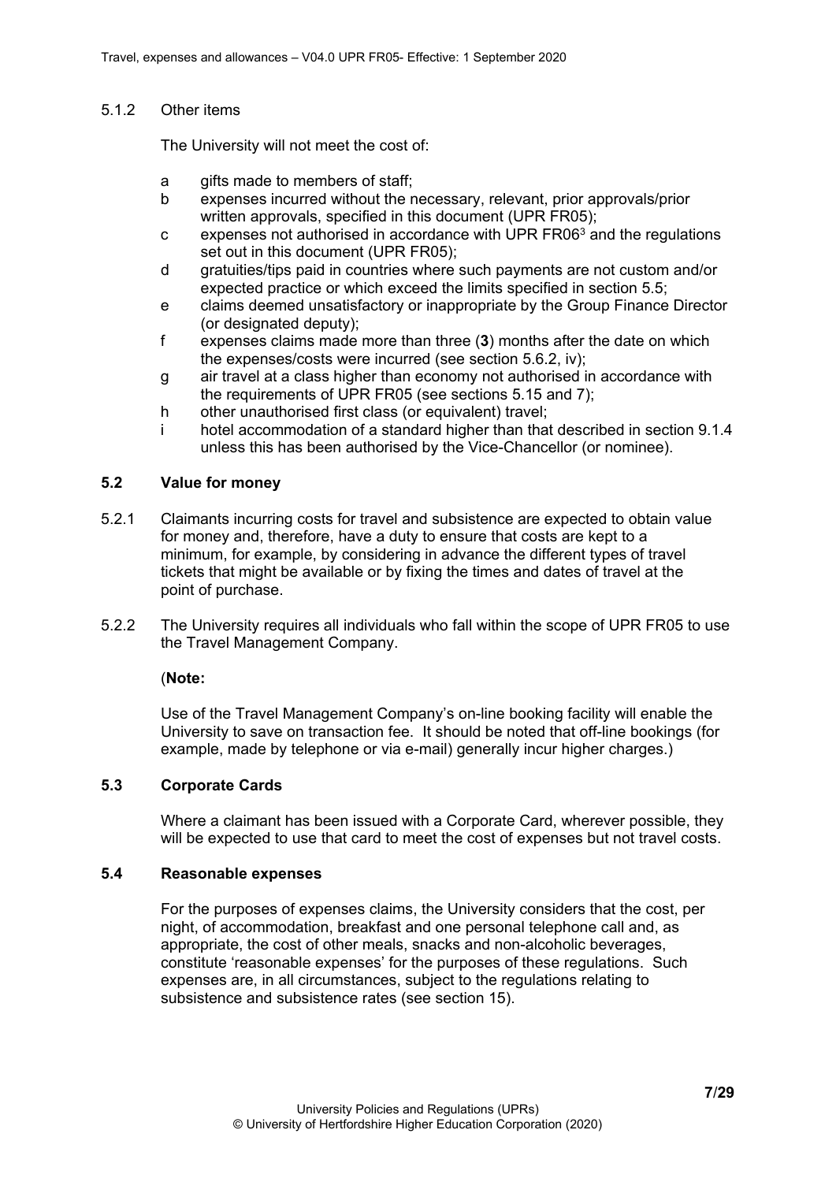5.1.2 Other items

The University will not meet the cost of:

a gifts made to members of staff;
b expenses incurred without the necessary, relevant, prior approvals/prior written approvals, specified in this document (UPR FR05);
c expenses not authorised in accordance with UPR FR06[3] and the regulations set out in this document (UPR FR05);
d gratuities/tips paid in countries where such payments are not custom and/or expected practice or which exceed the limits specified in section 5.5;
e claims deemed unsatisfactory or inappropriate by the Group Finance Director (or designated deputy);
f expenses claims made more than three (**3**) months after the date on which the expenses/costs were incurred (see section 5.6.2, iv);
g air travel at a class higher than economy not authorised in accordance with the requirements of UPR FR05 (see sections 5.15 and 7);
h other unauthorised first class (or equivalent) travel;
i hotel accommodation of a standard higher than that described in section 9.1.4 unless this has been authorised by the Vice-Chancellor (or nominee).

### 5.2 Value for money

5.2.1 Claimants incurring costs for travel and subsistence are expected to obtain value for money and, therefore, have a duty to ensure that costs are kept to a minimum, for example, by considering in advance the different types of travel tickets that might be available or by fixing the times and dates of travel at the point of purchase.

5.2.2 The University requires all individuals who fall within the scope of UPR FR05 to use the Travel Management Company.

(**Note:**

Use of the Travel Management Company's on-line booking facility will enable the University to save on transaction fee. It should be noted that off-line bookings (for example, made by telephone or via e-mail) generally incur higher charges.)

### 5.3 Corporate Cards

Where a claimant has been issued with a Corporate Card, wherever possible, they will be expected to use that card to meet the cost of expenses but not travel costs.

### 5.4 Reasonable expenses

For the purposes of expenses claims, the University considers that the cost, per night, of accommodation, breakfast and one personal telephone call and, as appropriate, the cost of other meals, snacks and non-alcoholic beverages, constitute 'reasonable expenses' for the purposes of these regulations. Such expenses are, in all circumstances, subject to the regulations relating to subsistence and subsistence rates (see section 15).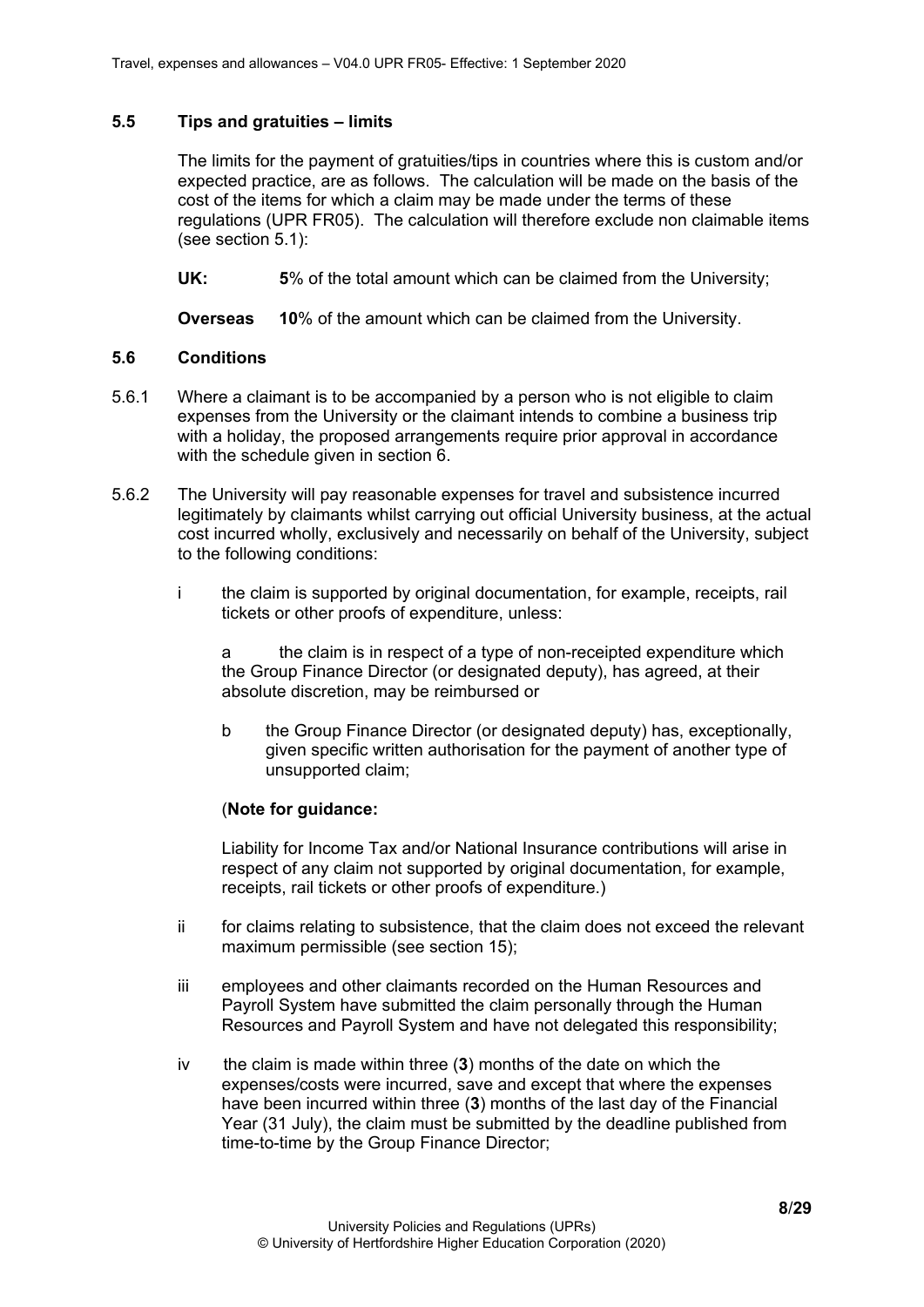### 5.5 Tips and gratuities – limits

The limits for the payment of gratuities/tips in countries where this is custom and/or expected practice, are as follows. The calculation will be made on the basis of the cost of the items for which a claim may be made under the terms of these regulations (UPR FR05). The calculation will therefore exclude non claimable items (see section 5.1):

**UK:** **5**% of the total amount which can be claimed from the University;

**Overseas** **10**% of the amount which can be claimed from the University.

### 5.6 Conditions

5.6.1 Where a claimant is to be accompanied by a person who is not eligible to claim expenses from the University or the claimant intends to combine a business trip with a holiday, the proposed arrangements require prior approval in accordance with the schedule given in section 6.

5.6.2 The University will pay reasonable expenses for travel and subsistence incurred legitimately by claimants whilst carrying out official University business, at the actual cost incurred wholly, exclusively and necessarily on behalf of the University, subject to the following conditions:

i the claim is supported by original documentation, for example, receipts, rail tickets or other proofs of expenditure, unless:

a the claim is in respect of a type of non-receipted expenditure which the Group Finance Director (or designated deputy), has agreed, at their absolute discretion, may be reimbursed or

b the Group Finance Director (or designated deputy) has, exceptionally, given specific written authorisation for the payment of another type of unsupported claim;

(**Note for guidance:**

Liability for Income Tax and/or National Insurance contributions will arise in respect of any claim not supported by original documentation, for example, receipts, rail tickets or other proofs of expenditure.)

ii for claims relating to subsistence, that the claim does not exceed the relevant maximum permissible (see section 15);

iii employees and other claimants recorded on the Human Resources and Payroll System have submitted the claim personally through the Human Resources and Payroll System and have not delegated this responsibility;

iv the claim is made within three (**3**) months of the date on which the expenses/costs were incurred, save and except that where the expenses have been incurred within three (**3**) months of the last day of the Financial Year (31 July), the claim must be submitted by the deadline published from time-to-time by the Group Finance Director;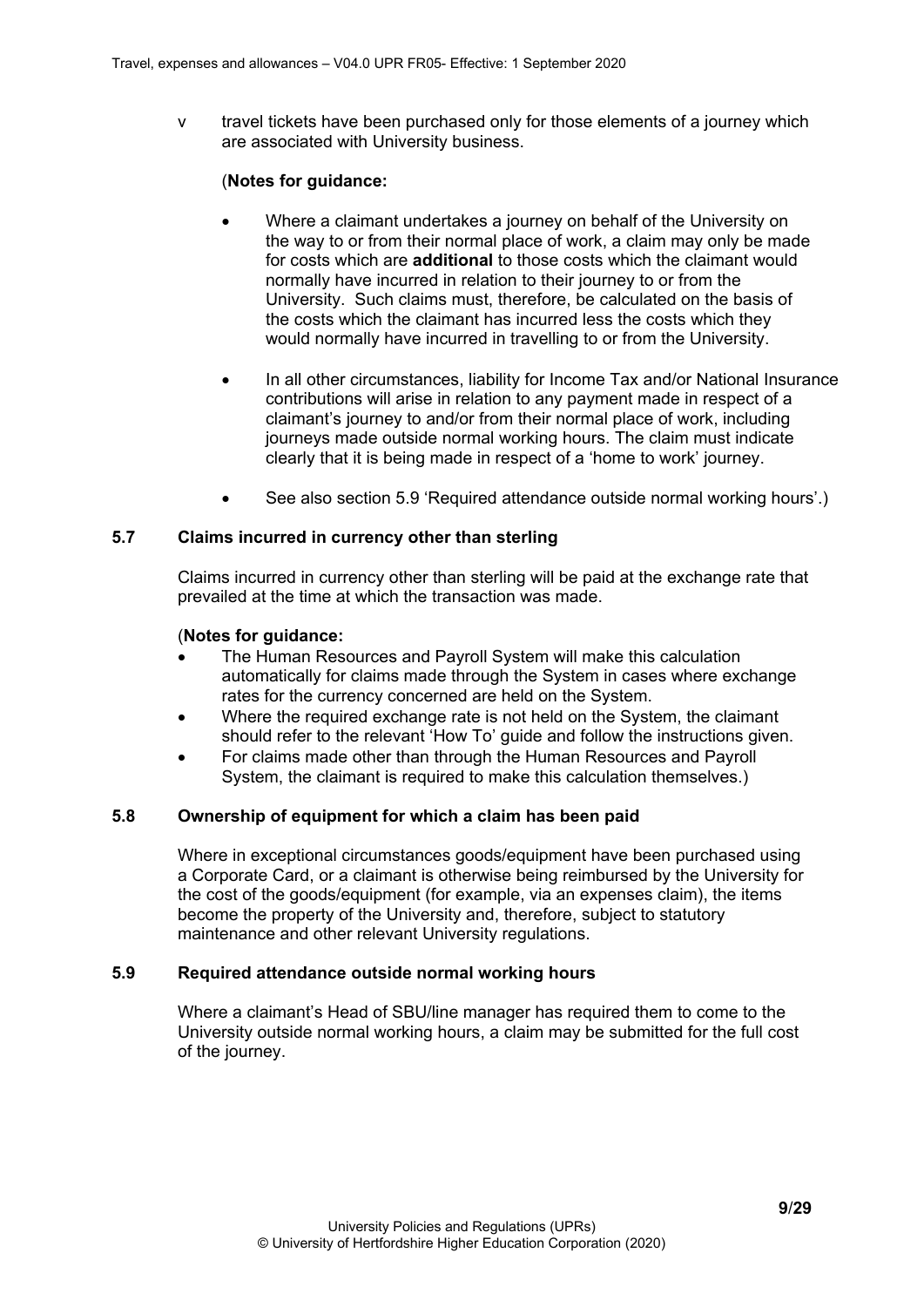v travel tickets have been purchased only for those elements of a journey which are associated with University business.

(**Notes for guidance:**

- Where a claimant undertakes a journey on behalf of the University on the way to or from their normal place of work, a claim may only be made for costs which are **additional** to those costs which the claimant would normally have incurred in relation to their journey to or from the University. Such claims must, therefore, be calculated on the basis of the costs which the claimant has incurred less the costs which they would normally have incurred in travelling to or from the University.

- In all other circumstances, liability for Income Tax and/or National Insurance contributions will arise in relation to any payment made in respect of a claimant's journey to and/or from their normal place of work, including journeys made outside normal working hours. The claim must indicate clearly that it is being made in respect of a 'home to work' journey.

- See also section 5.9 'Required attendance outside normal working hours'.)

### 5.7 Claims incurred in currency other than sterling

Claims incurred in currency other than sterling will be paid at the exchange rate that prevailed at the time at which the transaction was made.

(**Notes for guidance:**

- The Human Resources and Payroll System will make this calculation automatically for claims made through the System in cases where exchange rates for the currency concerned are held on the System.
- Where the required exchange rate is not held on the System, the claimant should refer to the relevant 'How To' guide and follow the instructions given.
- For claims made other than through the Human Resources and Payroll System, the claimant is required to make this calculation themselves.)

### 5.8 Ownership of equipment for which a claim has been paid

Where in exceptional circumstances goods/equipment have been purchased using a Corporate Card, or a claimant is otherwise being reimbursed by the University for the cost of the goods/equipment (for example, via an expenses claim), the items become the property of the University and, therefore, subject to statutory maintenance and other relevant University regulations.

### 5.9 Required attendance outside normal working hours

Where a claimant's Head of SBU/line manager has required them to come to the University outside normal working hours, a claim may be submitted for the full cost of the journey.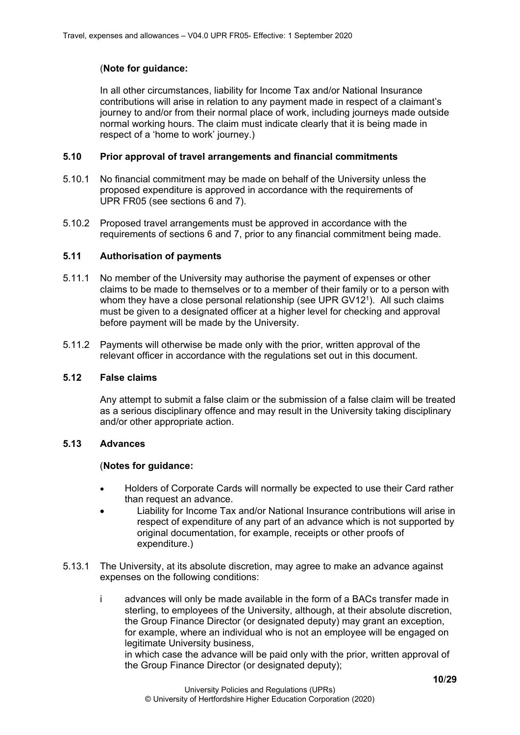(**Note for guidance:**

In all other circumstances, liability for Income Tax and/or National Insurance contributions will arise in relation to any payment made in respect of a claimant's journey to and/or from their normal place of work, including journeys made outside normal working hours. The claim must indicate clearly that it is being made in respect of a 'home to work' journey.)

### 5.10 Prior approval of travel arrangements and financial commitments

5.10.1 No financial commitment may be made on behalf of the University unless the proposed expenditure is approved in accordance with the requirements of UPR FR05 (see sections 6 and 7).

5.10.2 Proposed travel arrangements must be approved in accordance with the requirements of sections 6 and 7, prior to any financial commitment being made.

### 5.11 Authorisation of payments

5.11.1 No member of the University may authorise the payment of expenses or other claims to be made to themselves or to a member of their family or to a person with whom they have a close personal relationship (see UPR GV12[1]). All such claims must be given to a designated officer at a higher level for checking and approval before payment will be made by the University.

5.11.2 Payments will otherwise be made only with the prior, written approval of the relevant officer in accordance with the regulations set out in this document.

### 5.12 False claims

Any attempt to submit a false claim or the submission of a false claim will be treated as a serious disciplinary offence and may result in the University taking disciplinary and/or other appropriate action.

### 5.13 Advances

(**Notes for guidance:**

- Holders of Corporate Cards will normally be expected to use their Card rather than request an advance.
- Liability for Income Tax and/or National Insurance contributions will arise in respect of expenditure of any part of an advance which is not supported by original documentation, for example, receipts or other proofs of expenditure.)

5.13.1 The University, at its absolute discretion, may agree to make an advance against expenses on the following conditions:

i advances will only be made available in the form of a BACs transfer made in sterling, to employees of the University, although, at their absolute discretion, the Group Finance Director (or designated deputy) may grant an exception, for example, where an individual who is not an employee will be engaged on legitimate University business,
in which case the advance will be paid only with the prior, written approval of the Group Finance Director (or designated deputy);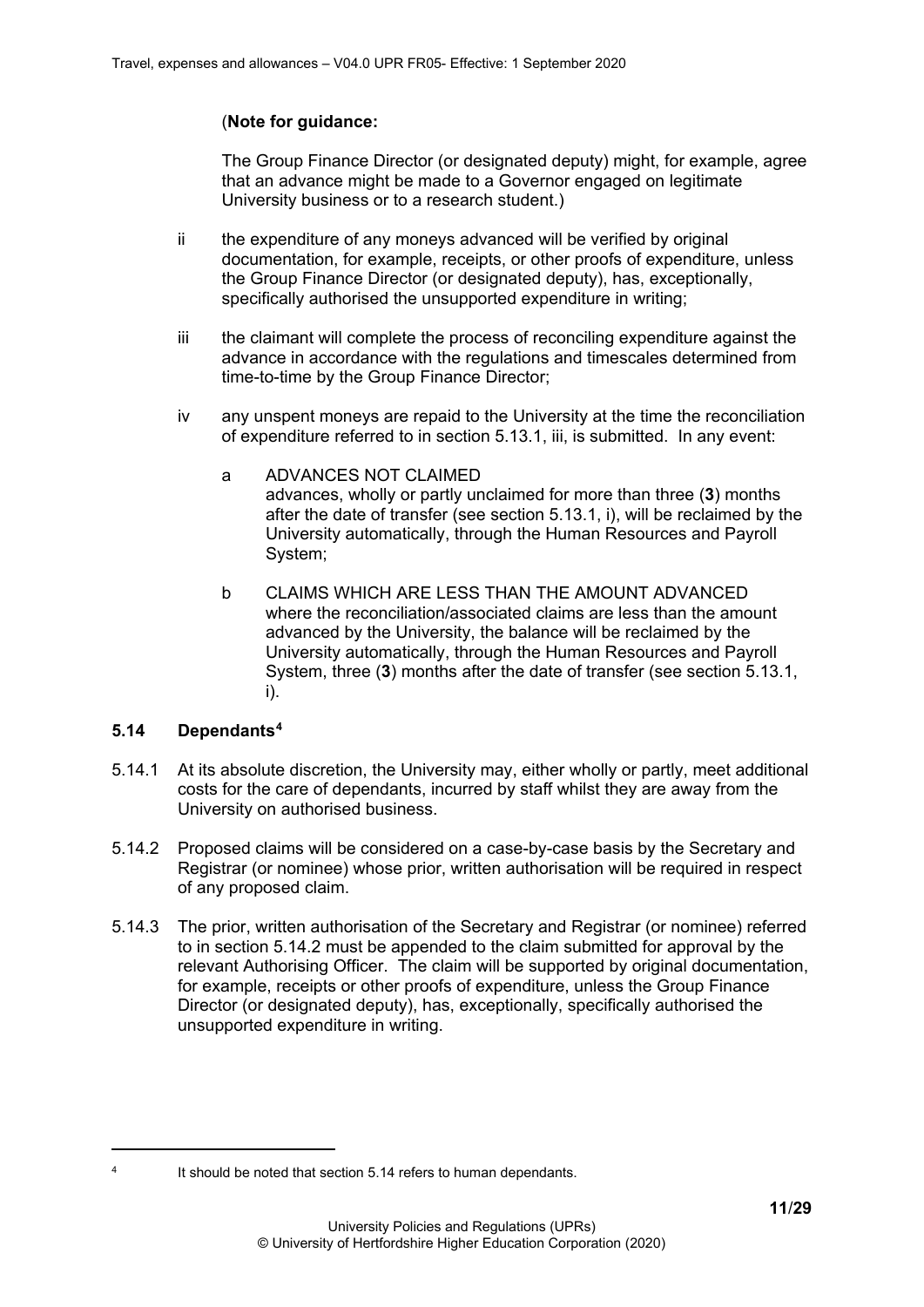(**Note for guidance:**

The Group Finance Director (or designated deputy) might, for example, agree that an advance might be made to a Governor engaged on legitimate University business or to a research student.)

ii the expenditure of any moneys advanced will be verified by original documentation, for example, receipts, or other proofs of expenditure, unless the Group Finance Director (or designated deputy), has, exceptionally, specifically authorised the unsupported expenditure in writing;

iii the claimant will complete the process of reconciling expenditure against the advance in accordance with the regulations and timescales determined from time-to-time by the Group Finance Director;

iv any unspent moneys are repaid to the University at the time the reconciliation of expenditure referred to in section 5.13.1, iii, is submitted. In any event:

a ADVANCES NOT CLAIMED
advances, wholly or partly unclaimed for more than three (**3**) months after the date of transfer (see section 5.13.1, i), will be reclaimed by the University automatically, through the Human Resources and Payroll System;

b CLAIMS WHICH ARE LESS THAN THE AMOUNT ADVANCED
where the reconciliation/associated claims are less than the amount advanced by the University, the balance will be reclaimed by the University automatically, through the Human Resources and Payroll System, three (**3**) months after the date of transfer (see section 5.13.1, i).

### 5.14 Dependants[4]

5.14.1 At its absolute discretion, the University may, either wholly or partly, meet additional costs for the care of dependants, incurred by staff whilst they are away from the University on authorised business.

5.14.2 Proposed claims will be considered on a case-by-case basis by the Secretary and Registrar (or nominee) whose prior, written authorisation will be required in respect of any proposed claim.

5.14.3 The prior, written authorisation of the Secretary and Registrar (or nominee) referred to in section 5.14.2 must be appended to the claim submitted for approval by the relevant Authorising Officer. The claim will be supported by original documentation, for example, receipts or other proofs of expenditure, unless the Group Finance Director (or designated deputy), has, exceptionally, specifically authorised the unsupported expenditure in writing.

[4] It should be noted that section 5.14 refers to human dependants.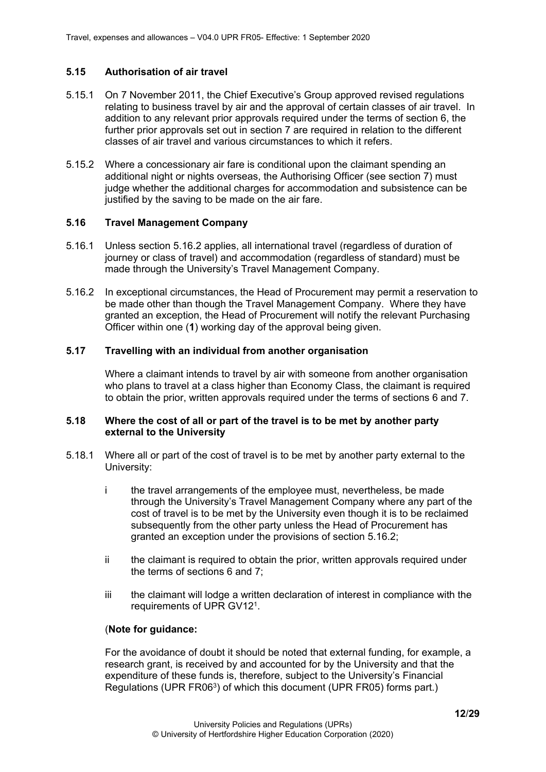### 5.15 Authorisation of air travel

5.15.1 On 7 November 2011, the Chief Executive's Group approved revised regulations relating to business travel by air and the approval of certain classes of air travel. In addition to any relevant prior approvals required under the terms of section 6, the further prior approvals set out in section 7 are required in relation to the different classes of air travel and various circumstances to which it refers.

5.15.2 Where a concessionary air fare is conditional upon the claimant spending an additional night or nights overseas, the Authorising Officer (see section 7) must judge whether the additional charges for accommodation and subsistence can be justified by the saving to be made on the air fare.

### 5.16 Travel Management Company

5.16.1 Unless section 5.16.2 applies, all international travel (regardless of duration of journey or class of travel) and accommodation (regardless of standard) must be made through the University's Travel Management Company.

5.16.2 In exceptional circumstances, the Head of Procurement may permit a reservation to be made other than though the Travel Management Company. Where they have granted an exception, the Head of Procurement will notify the relevant Purchasing Officer within one (**1**) working day of the approval being given.

### 5.17 Travelling with an individual from another organisation

Where a claimant intends to travel by air with someone from another organisation who plans to travel at a class higher than Economy Class, the claimant is required to obtain the prior, written approvals required under the terms of sections 6 and 7.

### 5.18 Where the cost of all or part of the travel is to be met by another party external to the University

5.18.1 Where all or part of the cost of travel is to be met by another party external to the University:

i the travel arrangements of the employee must, nevertheless, be made through the University's Travel Management Company where any part of the cost of travel is to be met by the University even though it is to be reclaimed subsequently from the other party unless the Head of Procurement has granted an exception under the provisions of section 5.16.2;

ii the claimant is required to obtain the prior, written approvals required under the terms of sections 6 and 7;

iii the claimant will lodge a written declaration of interest in compliance with the requirements of UPR GV12[1].

(**Note for guidance:**

For the avoidance of doubt it should be noted that external funding, for example, a research grant, is received by and accounted for by the University and that the expenditure of these funds is, therefore, subject to the University's Financial Regulations (UPR FR06[3]) of which this document (UPR FR05) forms part.)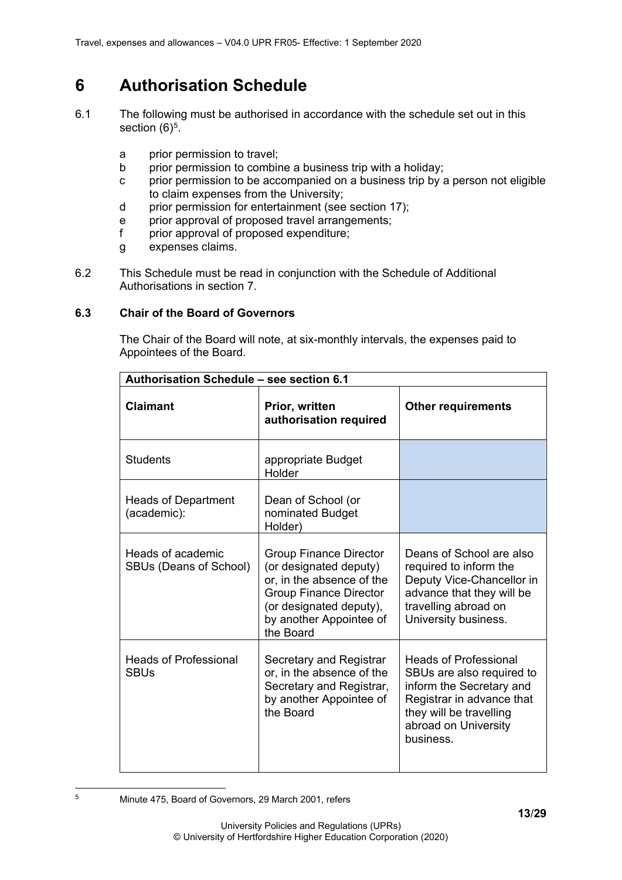# 6 Authorisation Schedule

6.1 The following must be authorised in accordance with the schedule set out in this section (6)[5].

- a prior permission to travel;
- b prior permission to combine a business trip with a holiday;
- c prior permission to be accompanied on a business trip by a person not eligible to claim expenses from the University;
- d prior permission for entertainment (see section 17);
- e prior approval of proposed travel arrangements;
- f prior approval of proposed expenditure;
- g expenses claims.

6.2 This Schedule must be read in conjunction with the Schedule of Additional Authorisations in section 7.

**6.3 Chair of the Board of Governors**

The Chair of the Board will note, at six-monthly intervals, the expenses paid to Appointees of the Board.

| Authorisation Schedule – see section 6.1 | | |
|---|---|---|
| **Claimant** | **Prior, written authorisation required** | **Other requirements** |
| Students | appropriate Budget Holder | |
| Heads of Department (academic): | Dean of School (or nominated Budget Holder) | |
| Heads of academic SBUs (Deans of School) | Group Finance Director (or designated deputy) or, in the absence of the Group Finance Director (or designated deputy), by another Appointee of the Board | Deans of School are also required to inform the Deputy Vice-Chancellor in advance that they will be travelling abroad on University business. |
| Heads of Professional SBUs | Secretary and Registrar or, in the absence of the Secretary and Registrar, by another Appointee of the Board | Heads of Professional SBUs are also required to inform the Secretary and Registrar in advance that they will be travelling abroad on University business. |

[5] Minute 475, Board of Governors, 29 March 2001, refers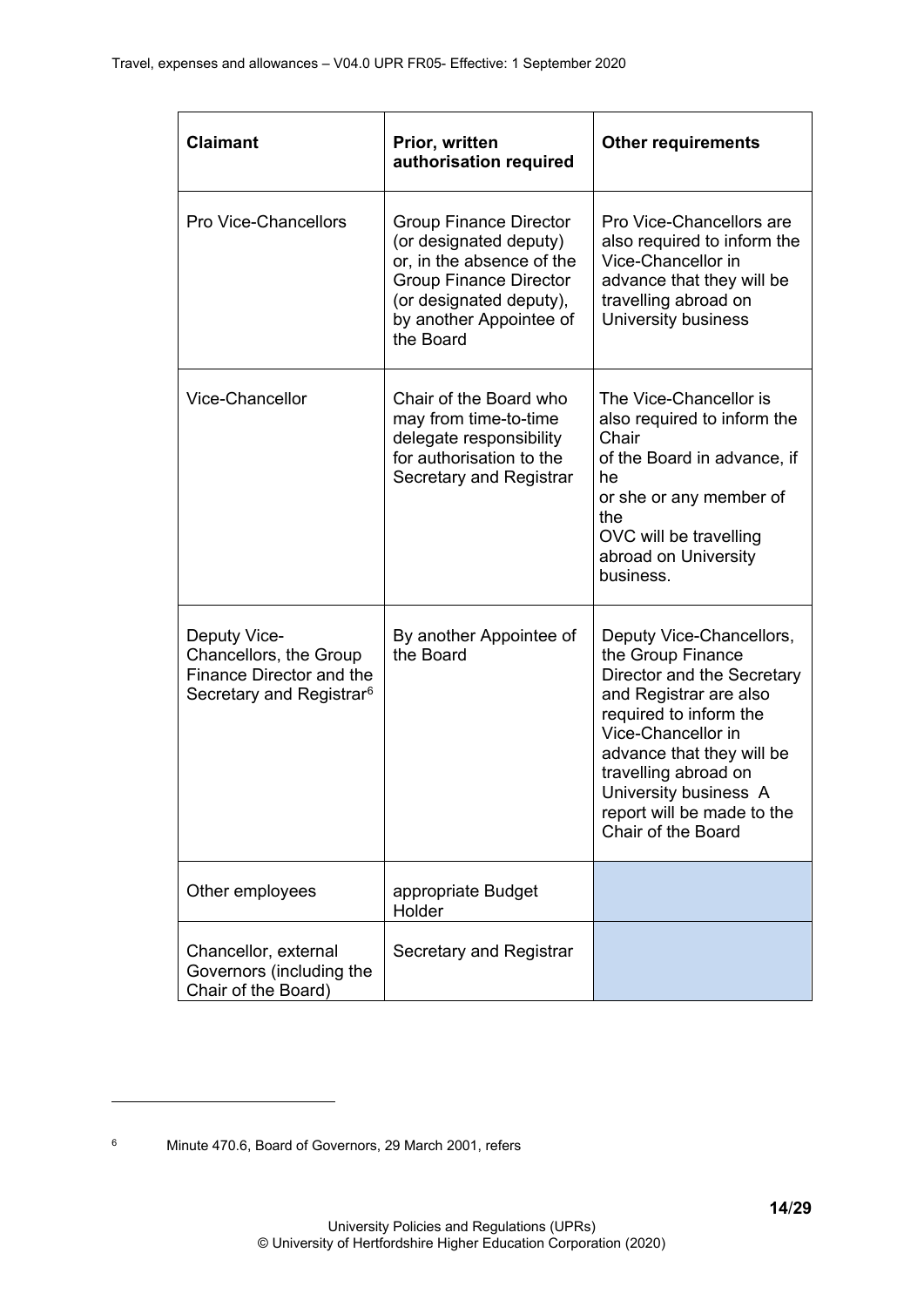| Claimant | Prior, written authorisation required | Other requirements |
|---|---|---|
| Pro Vice-Chancellors | Group Finance Director (or designated deputy) or, in the absence of the Group Finance Director (or designated deputy), by another Appointee of the Board | Pro Vice-Chancellors are also required to inform the Vice-Chancellor in advance that they will be travelling abroad on University business |
| Vice-Chancellor | Chair of the Board who may from time-to-time delegate responsibility for authorisation to the Secretary and Registrar | The Vice-Chancellor is also required to inform the Chair of the Board in advance, if he or she or any member of the OVC will be travelling abroad on University business. |
| Deputy Vice-Chancellors, the Group Finance Director and the Secretary and Registrar[6] | By another Appointee of the Board | Deputy Vice-Chancellors, the Group Finance Director and the Secretary and Registrar are also required to inform the Vice-Chancellor in advance that they will be travelling abroad on University business A report will be made to the Chair of the Board |
| Other employees | appropriate Budget Holder | |
| Chancellor, external Governors (including the Chair of the Board) | Secretary and Registrar | |

[6] Minute 470.6, Board of Governors, 29 March 2001, refers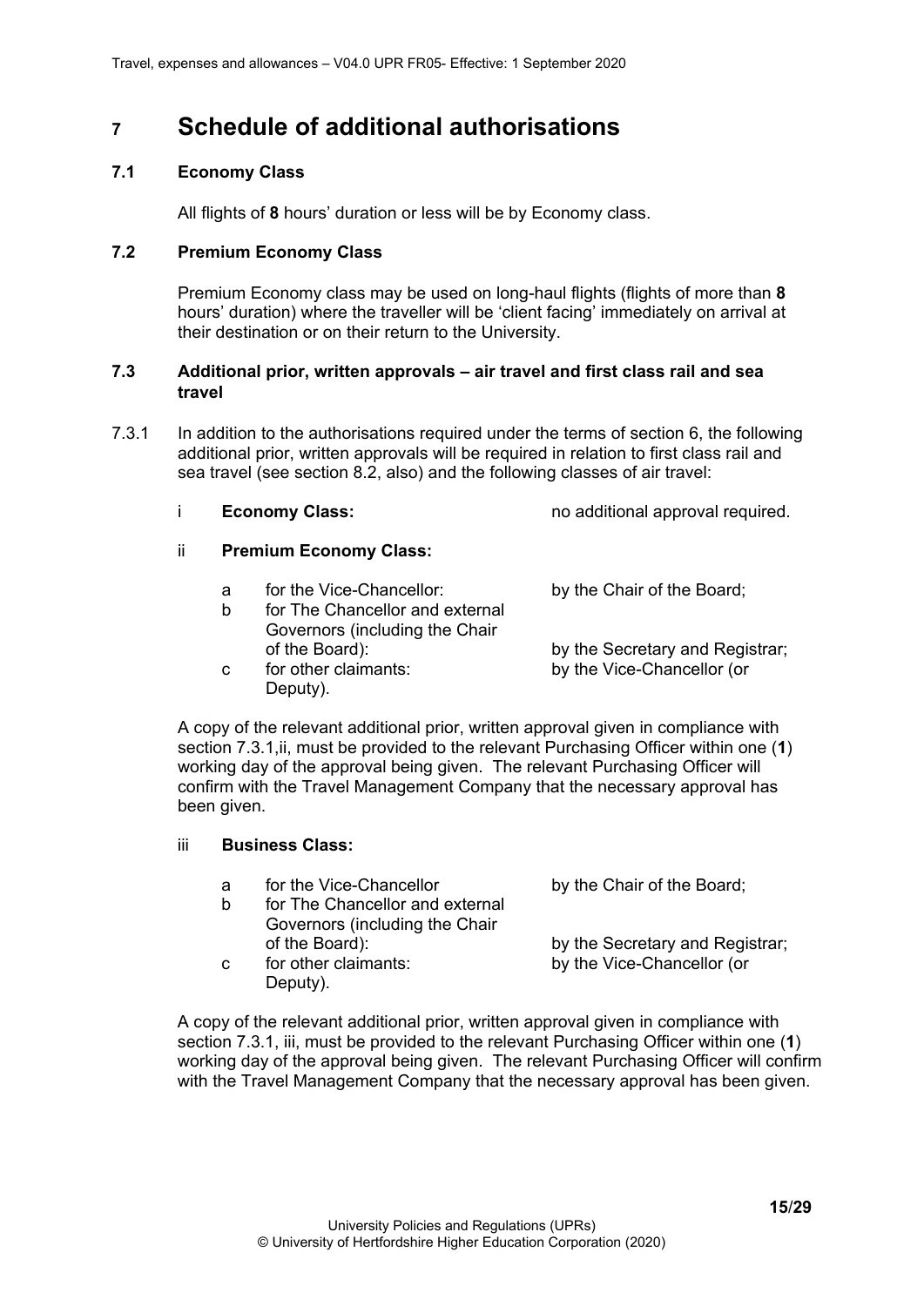# 7 Schedule of additional authorisations

## 7.1 Economy Class

All flights of **8** hours' duration or less will be by Economy class.

## 7.2 Premium Economy Class

Premium Economy class may be used on long-haul flights (flights of more than **8** hours' duration) where the traveller will be 'client facing' immediately on arrival at their destination or on their return to the University.

## 7.3 Additional prior, written approvals – air travel and first class rail and sea travel

7.3.1 In addition to the authorisations required under the terms of section 6, the following additional prior, written approvals will be required in relation to first class rail and sea travel (see section 8.2, also) and the following classes of air travel:

i **Economy Class:** no additional approval required.

ii **Premium Economy Class:**

a for the Vice-Chancellor: by the Chair of the Board;

b for The Chancellor and external Governors (including the Chair of the Board): by the Secretary and Registrar;

c for other claimants: by the Vice-Chancellor (or Deputy).

A copy of the relevant additional prior, written approval given in compliance with section 7.3.1,ii, must be provided to the relevant Purchasing Officer within one (**1**) working day of the approval being given. The relevant Purchasing Officer will confirm with the Travel Management Company that the necessary approval has been given.

iii **Business Class:**

a for the Vice-Chancellor by the Chair of the Board;

b for The Chancellor and external Governors (including the Chair of the Board): by the Secretary and Registrar;

c for other claimants: by the Vice-Chancellor (or Deputy).

A copy of the relevant additional prior, written approval given in compliance with section 7.3.1, iii, must be provided to the relevant Purchasing Officer within one (**1**) working day of the approval being given. The relevant Purchasing Officer will confirm with the Travel Management Company that the necessary approval has been given.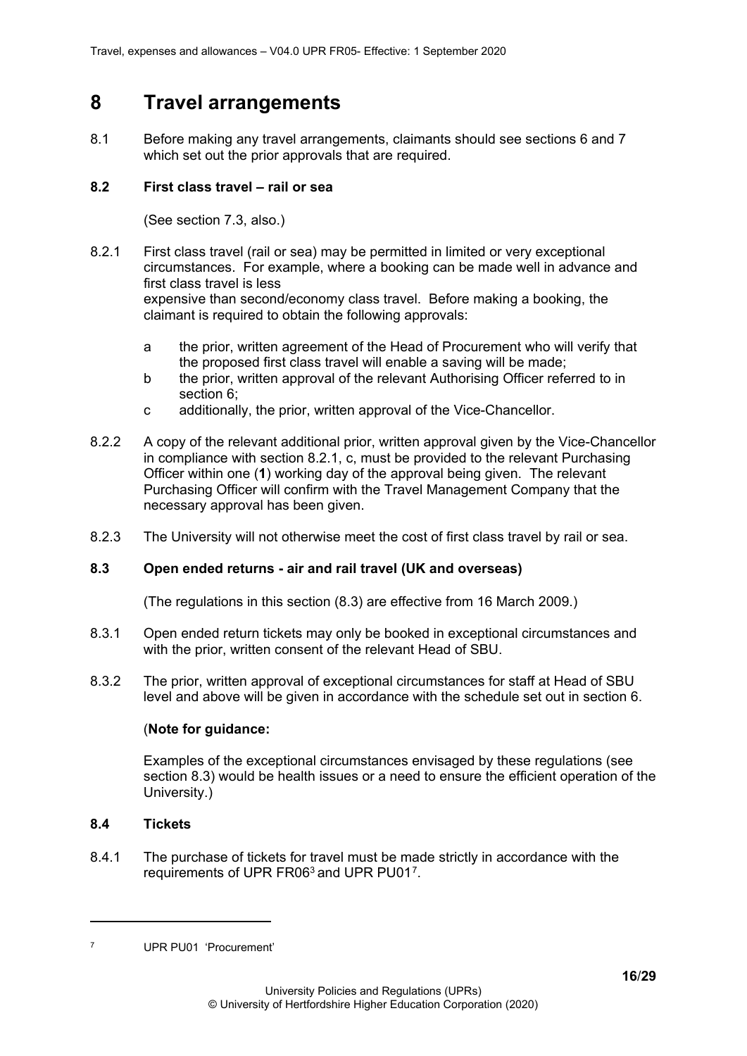# 8 Travel arrangements

8.1 Before making any travel arrangements, claimants should see sections 6 and 7 which set out the prior approvals that are required.

## 8.2 First class travel – rail or sea

(See section 7.3, also.)

8.2.1 First class travel (rail or sea) may be permitted in limited or very exceptional circumstances. For example, where a booking can be made well in advance and first class travel is less expensive than second/economy class travel. Before making a booking, the claimant is required to obtain the following approvals:

- a the prior, written agreement of the Head of Procurement who will verify that the proposed first class travel will enable a saving will be made;
- b the prior, written approval of the relevant Authorising Officer referred to in section 6;
- c additionally, the prior, written approval of the Vice-Chancellor.

8.2.2 A copy of the relevant additional prior, written approval given by the Vice-Chancellor in compliance with section 8.2.1, c, must be provided to the relevant Purchasing Officer within one (**1**) working day of the approval being given. The relevant Purchasing Officer will confirm with the Travel Management Company that the necessary approval has been given.

8.2.3 The University will not otherwise meet the cost of first class travel by rail or sea.

## 8.3 Open ended returns - air and rail travel (UK and overseas)

(The regulations in this section (8.3) are effective from 16 March 2009.)

8.3.1 Open ended return tickets may only be booked in exceptional circumstances and with the prior, written consent of the relevant Head of SBU.

8.3.2 The prior, written approval of exceptional circumstances for staff at Head of SBU level and above will be given in accordance with the schedule set out in section 6.

(**Note for guidance:**

Examples of the exceptional circumstances envisaged by these regulations (see section 8.3) would be health issues or a need to ensure the efficient operation of the University.)

## 8.4 Tickets

8.4.1 The purchase of tickets for travel must be made strictly in accordance with the requirements of UPR FR06[3] and UPR PU01[7].

---

[7] UPR PU01 'Procurement'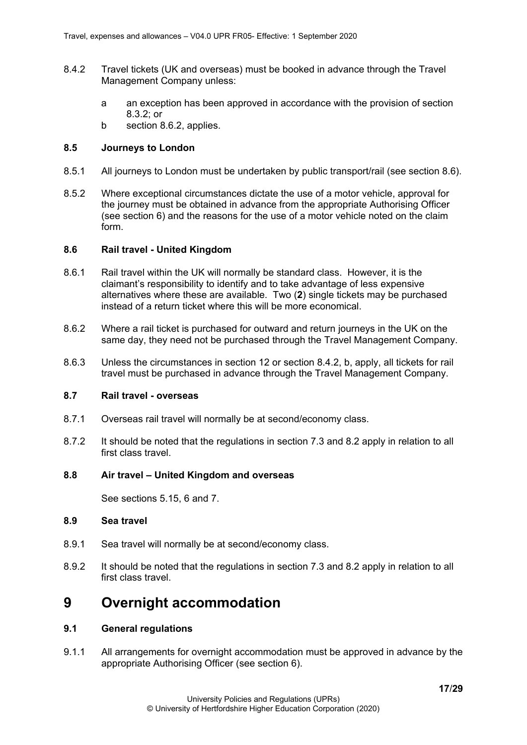8.4.2 Travel tickets (UK and overseas) must be booked in advance through the Travel Management Company unless:

- a an exception has been approved in accordance with the provision of section 8.3.2; or
- b section 8.6.2, applies.

### 8.5 Journeys to London

8.5.1 All journeys to London must be undertaken by public transport/rail (see section 8.6).

8.5.2 Where exceptional circumstances dictate the use of a motor vehicle, approval for the journey must be obtained in advance from the appropriate Authorising Officer (see section 6) and the reasons for the use of a motor vehicle noted on the claim form.

### 8.6 Rail travel - United Kingdom

8.6.1 Rail travel within the UK will normally be standard class. However, it is the claimant's responsibility to identify and to take advantage of less expensive alternatives where these are available. Two (**2**) single tickets may be purchased instead of a return ticket where this will be more economical.

8.6.2 Where a rail ticket is purchased for outward and return journeys in the UK on the same day, they need not be purchased through the Travel Management Company.

8.6.3 Unless the circumstances in section 12 or section 8.4.2, b, apply, all tickets for rail travel must be purchased in advance through the Travel Management Company.

### 8.7 Rail travel - overseas

8.7.1 Overseas rail travel will normally be at second/economy class.

8.7.2 It should be noted that the regulations in section 7.3 and 8.2 apply in relation to all first class travel.

### 8.8 Air travel – United Kingdom and overseas

See sections 5.15, 6 and 7.

### 8.9 Sea travel

8.9.1 Sea travel will normally be at second/economy class.

8.9.2 It should be noted that the regulations in section 7.3 and 8.2 apply in relation to all first class travel.

# 9 Overnight accommodation

### 9.1 General regulations

9.1.1 All arrangements for overnight accommodation must be approved in advance by the appropriate Authorising Officer (see section 6).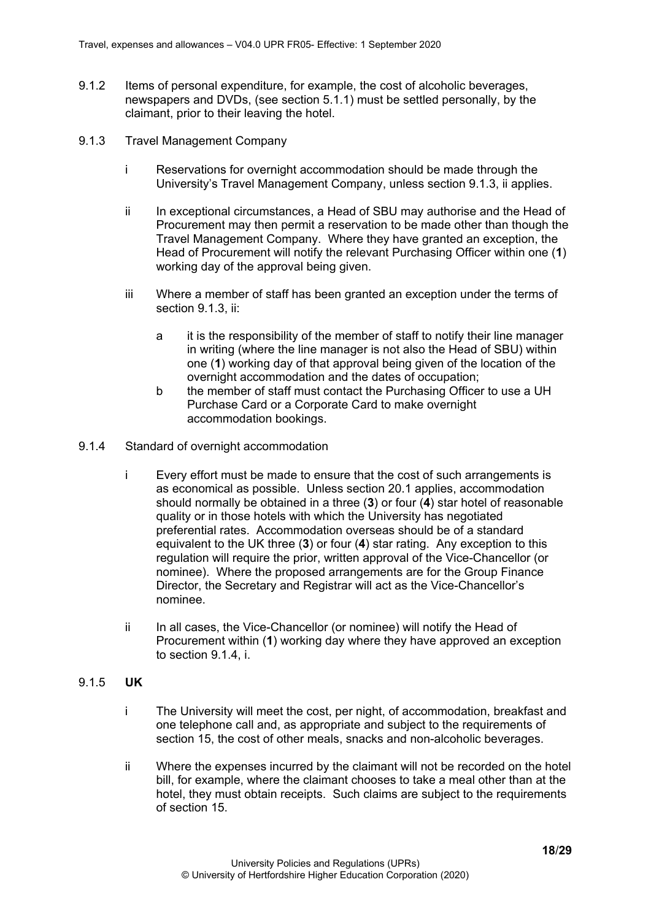9.1.2 Items of personal expenditure, for example, the cost of alcoholic beverages, newspapers and DVDs, (see section 5.1.1) must be settled personally, by the claimant, prior to their leaving the hotel.

9.1.3 Travel Management Company

i Reservations for overnight accommodation should be made through the University's Travel Management Company, unless section 9.1.3, ii applies.

ii In exceptional circumstances, a Head of SBU may authorise and the Head of Procurement may then permit a reservation to be made other than though the Travel Management Company. Where they have granted an exception, the Head of Procurement will notify the relevant Purchasing Officer within one (**1**) working day of the approval being given.

iii Where a member of staff has been granted an exception under the terms of section 9.1.3, ii:

a it is the responsibility of the member of staff to notify their line manager in writing (where the line manager is not also the Head of SBU) within one (**1**) working day of that approval being given of the location of the overnight accommodation and the dates of occupation;

b the member of staff must contact the Purchasing Officer to use a UH Purchase Card or a Corporate Card to make overnight accommodation bookings.

9.1.4 Standard of overnight accommodation

i Every effort must be made to ensure that the cost of such arrangements is as economical as possible. Unless section 20.1 applies, accommodation should normally be obtained in a three (**3**) or four (**4**) star hotel of reasonable quality or in those hotels with which the University has negotiated preferential rates. Accommodation overseas should be of a standard equivalent to the UK three (**3**) or four (**4**) star rating. Any exception to this regulation will require the prior, written approval of the Vice-Chancellor (or nominee). Where the proposed arrangements are for the Group Finance Director, the Secretary and Registrar will act as the Vice-Chancellor's nominee.

ii In all cases, the Vice-Chancellor (or nominee) will notify the Head of Procurement within (**1**) working day where they have approved an exception to section 9.1.4, i.

9.1.5 **UK**

i The University will meet the cost, per night, of accommodation, breakfast and one telephone call and, as appropriate and subject to the requirements of section 15, the cost of other meals, snacks and non-alcoholic beverages.

ii Where the expenses incurred by the claimant will not be recorded on the hotel bill, for example, where the claimant chooses to take a meal other than at the hotel, they must obtain receipts. Such claims are subject to the requirements of section 15.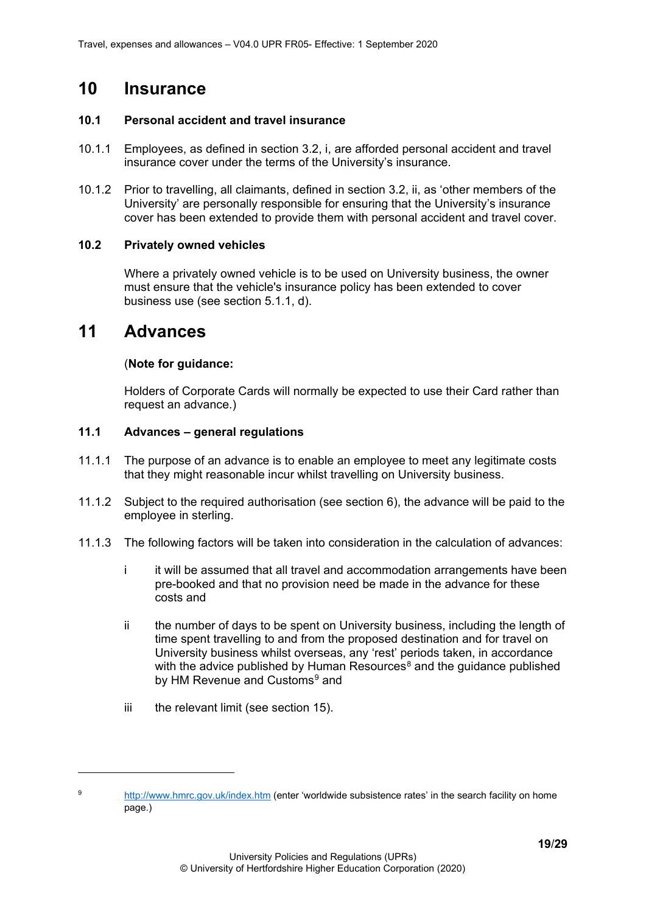# 10 Insurance

### 10.1 Personal accident and travel insurance

10.1.1 Employees, as defined in section 3.2, i, are afforded personal accident and travel insurance cover under the terms of the University's insurance.

10.1.2 Prior to travelling, all claimants, defined in section 3.2, ii, as 'other members of the University' are personally responsible for ensuring that the University's insurance cover has been extended to provide them with personal accident and travel cover.

### 10.2 Privately owned vehicles

Where a privately owned vehicle is to be used on University business, the owner must ensure that the vehicle's insurance policy has been extended to cover business use (see section 5.1.1, d).

# 11 Advances

(**Note for guidance:**

Holders of Corporate Cards will normally be expected to use their Card rather than request an advance.)

### 11.1 Advances – general regulations

11.1.1 The purpose of an advance is to enable an employee to meet any legitimate costs that they might reasonable incur whilst travelling on University business.

11.1.2 Subject to the required authorisation (see section 6), the advance will be paid to the employee in sterling.

11.1.3 The following factors will be taken into consideration in the calculation of advances:

i it will be assumed that all travel and accommodation arrangements have been pre-booked and that no provision need be made in the advance for these costs and

ii the number of days to be spent on University business, including the length of time spent travelling to and from the proposed destination and for travel on University business whilst overseas, any 'rest' periods taken, in accordance with the advice published by Human Resources[8] and the guidance published by HM Revenue and Customs[9] and

iii the relevant limit (see section 15).

---

[9] http://www.hmrc.gov.uk/index.htm (enter 'worldwide subsistence rates' in the search facility on home page.)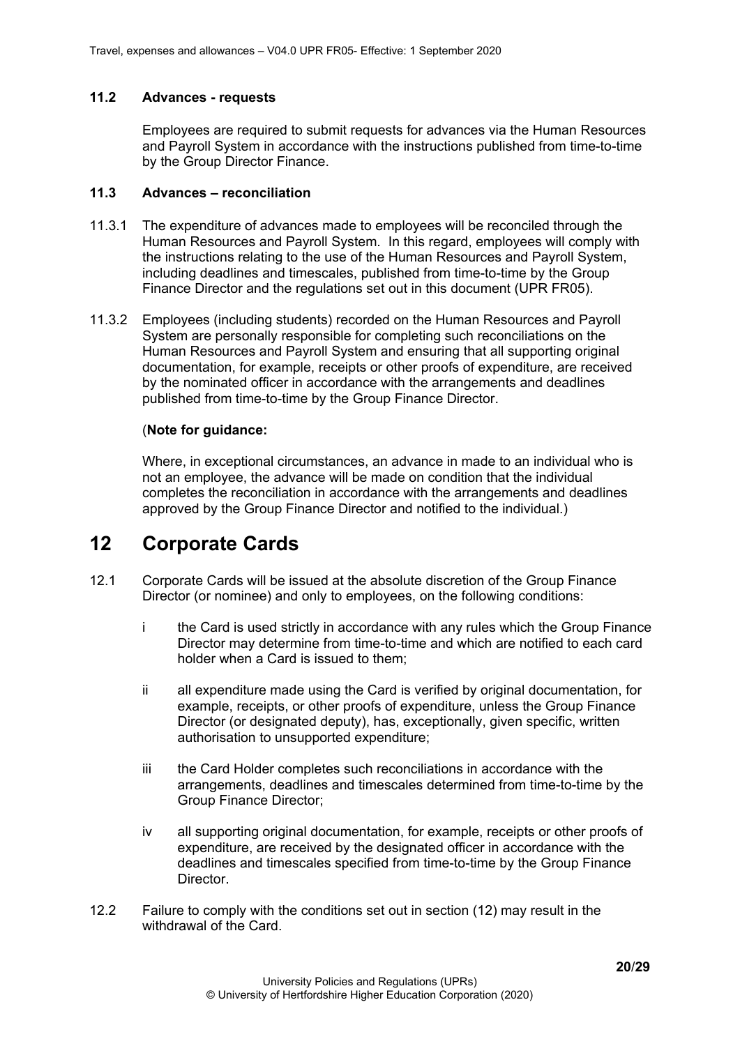### 11.2 Advances - requests

Employees are required to submit requests for advances via the Human Resources and Payroll System in accordance with the instructions published from time-to-time by the Group Director Finance.

### 11.3 Advances – reconciliation

11.3.1 The expenditure of advances made to employees will be reconciled through the Human Resources and Payroll System. In this regard, employees will comply with the instructions relating to the use of the Human Resources and Payroll System, including deadlines and timescales, published from time-to-time by the Group Finance Director and the regulations set out in this document (UPR FR05).

11.3.2 Employees (including students) recorded on the Human Resources and Payroll System are personally responsible for completing such reconciliations on the Human Resources and Payroll System and ensuring that all supporting original documentation, for example, receipts or other proofs of expenditure, are received by the nominated officer in accordance with the arrangements and deadlines published from time-to-time by the Group Finance Director.

(**Note for guidance:**

Where, in exceptional circumstances, an advance in made to an individual who is not an employee, the advance will be made on condition that the individual completes the reconciliation in accordance with the arrangements and deadlines approved by the Group Finance Director and notified to the individual.)

## 12 Corporate Cards

12.1 Corporate Cards will be issued at the absolute discretion of the Group Finance Director (or nominee) and only to employees, on the following conditions:

i the Card is used strictly in accordance with any rules which the Group Finance Director may determine from time-to-time and which are notified to each card holder when a Card is issued to them;

ii all expenditure made using the Card is verified by original documentation, for example, receipts, or other proofs of expenditure, unless the Group Finance Director (or designated deputy), has, exceptionally, given specific, written authorisation to unsupported expenditure;

iii the Card Holder completes such reconciliations in accordance with the arrangements, deadlines and timescales determined from time-to-time by the Group Finance Director;

iv all supporting original documentation, for example, receipts or other proofs of expenditure, are received by the designated officer in accordance with the deadlines and timescales specified from time-to-time by the Group Finance Director.

12.2 Failure to comply with the conditions set out in section (12) may result in the withdrawal of the Card.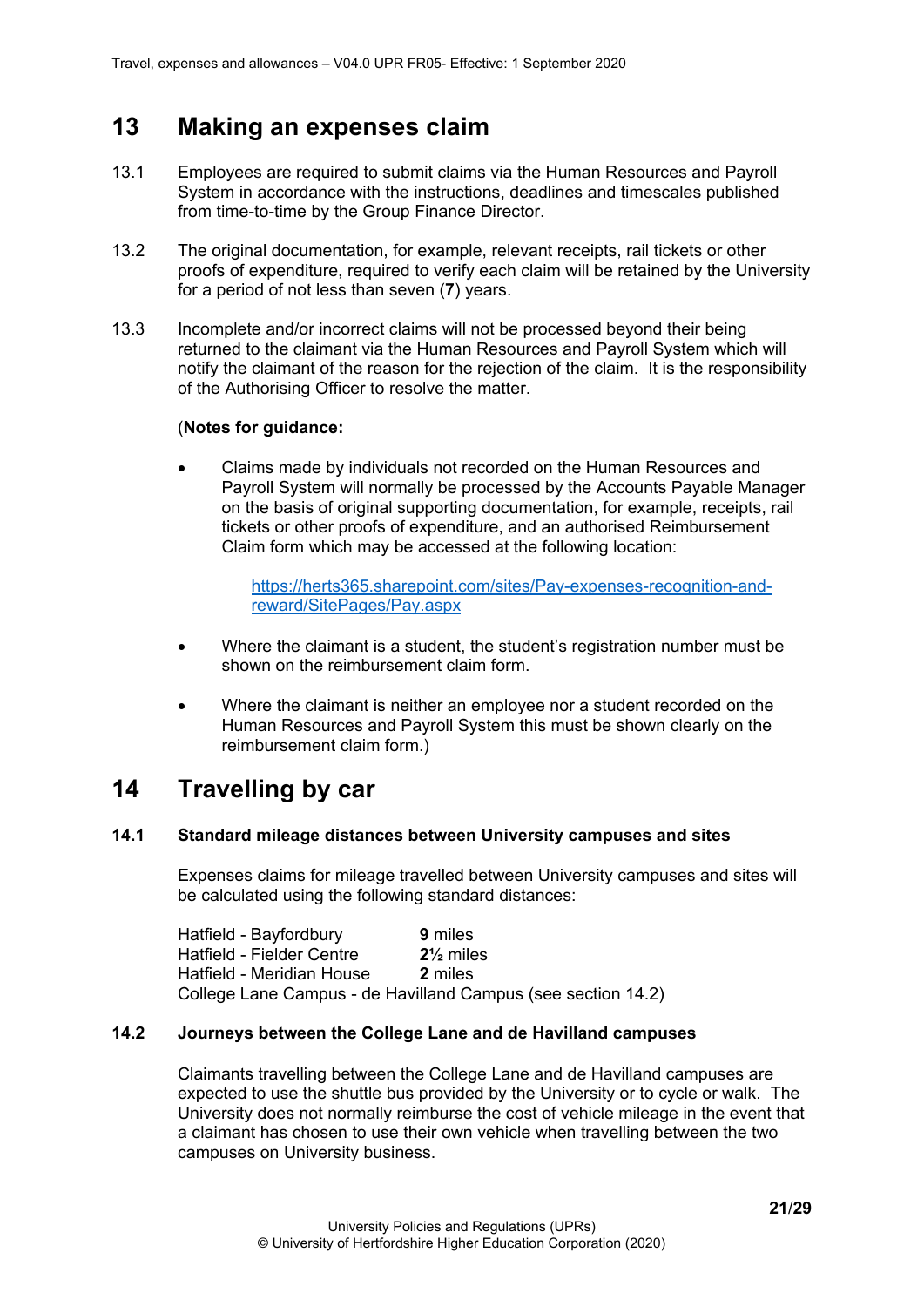## 13 Making an expenses claim

13.1 Employees are required to submit claims via the Human Resources and Payroll System in accordance with the instructions, deadlines and timescales published from time-to-time by the Group Finance Director.

13.2 The original documentation, for example, relevant receipts, rail tickets or other proofs of expenditure, required to verify each claim will be retained by the University for a period of not less than seven (**7**) years.

13.3 Incomplete and/or incorrect claims will not be processed beyond their being returned to the claimant via the Human Resources and Payroll System which will notify the claimant of the reason for the rejection of the claim. It is the responsibility of the Authorising Officer to resolve the matter.

(**Notes for guidance:**

- Claims made by individuals not recorded on the Human Resources and Payroll System will normally be processed by the Accounts Payable Manager on the basis of original supporting documentation, for example, receipts, rail tickets or other proofs of expenditure, and an authorised Reimbursement Claim form which may be accessed at the following location:

  [https://herts365.sharepoint.com/sites/Pay-expenses-recognition-and-reward/SitePages/Pay.aspx](https://herts365.sharepoint.com/sites/Pay-expenses-recognition-and-reward/SitePages/Pay.aspx)

- Where the claimant is a student, the student's registration number must be shown on the reimbursement claim form.

- Where the claimant is neither an employee nor a student recorded on the Human Resources and Payroll System this must be shown clearly on the reimbursement claim form.)

## 14 Travelling by car

### 14.1 Standard mileage distances between University campuses and sites

Expenses claims for mileage travelled between University campuses and sites will be calculated using the following standard distances:

| | |
|---|---|
| Hatfield - Bayfordbury | **9** miles |
| Hatfield - Fielder Centre | **2½** miles |
| Hatfield - Meridian House | **2** miles |

College Lane Campus - de Havilland Campus (see section 14.2)

### 14.2 Journeys between the College Lane and de Havilland campuses

Claimants travelling between the College Lane and de Havilland campuses are expected to use the shuttle bus provided by the University or to cycle or walk. The University does not normally reimburse the cost of vehicle mileage in the event that a claimant has chosen to use their own vehicle when travelling between the two campuses on University business.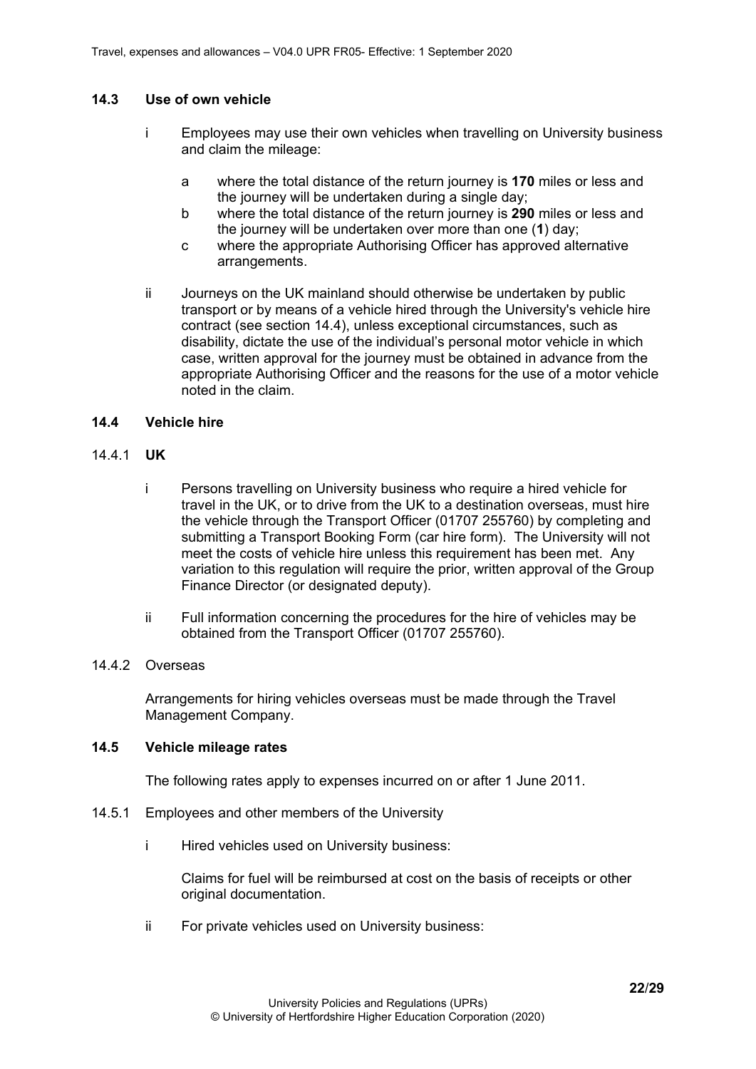### 14.3 Use of own vehicle

i Employees may use their own vehicles when travelling on University business and claim the mileage:

  a where the total distance of the return journey is **170** miles or less and the journey will be undertaken during a single day;

  b where the total distance of the return journey is **290** miles or less and the journey will be undertaken over more than one (**1**) day;

  c where the appropriate Authorising Officer has approved alternative arrangements.

ii Journeys on the UK mainland should otherwise be undertaken by public transport or by means of a vehicle hired through the University's vehicle hire contract (see section 14.4), unless exceptional circumstances, such as disability, dictate the use of the individual's personal motor vehicle in which case, written approval for the journey must be obtained in advance from the appropriate Authorising Officer and the reasons for the use of a motor vehicle noted in the claim.

### 14.4 Vehicle hire

#### 14.4.1 UK

i Persons travelling on University business who require a hired vehicle for travel in the UK, or to drive from the UK to a destination overseas, must hire the vehicle through the Transport Officer (01707 255760) by completing and submitting a Transport Booking Form (car hire form). The University will not meet the costs of vehicle hire unless this requirement has been met. Any variation to this regulation will require the prior, written approval of the Group Finance Director (or designated deputy).

ii Full information concerning the procedures for the hire of vehicles may be obtained from the Transport Officer (01707 255760).

#### 14.4.2 Overseas

Arrangements for hiring vehicles overseas must be made through the Travel Management Company.

### 14.5 Vehicle mileage rates

The following rates apply to expenses incurred on or after 1 June 2011.

#### 14.5.1 Employees and other members of the University

i Hired vehicles used on University business:

Claims for fuel will be reimbursed at cost on the basis of receipts or other original documentation.

ii For private vehicles used on University business: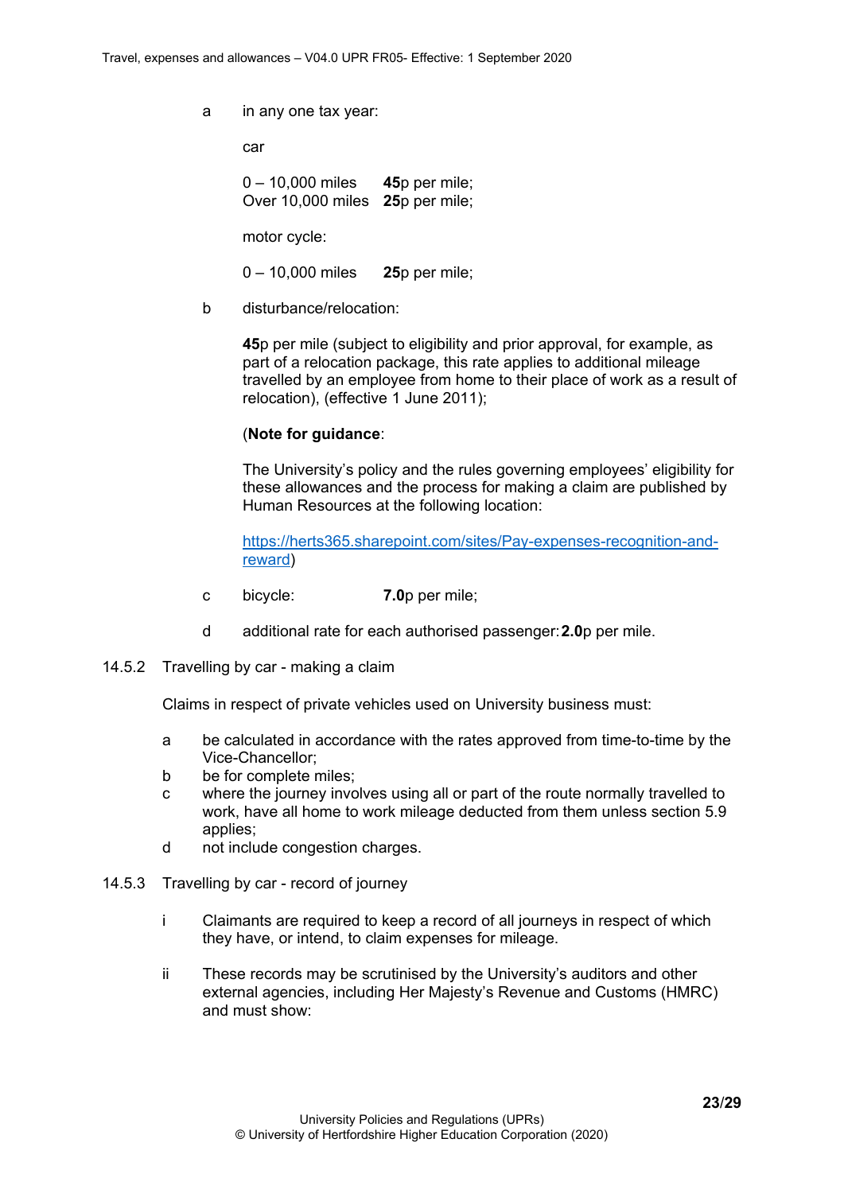a in any one tax year:

car

0 – 10,000 miles **45**p per mile;
Over 10,000 miles **25**p per mile;

motor cycle:

0 – 10,000 miles **25**p per mile;

b disturbance/relocation:

**45**p per mile (subject to eligibility and prior approval, for example, as part of a relocation package, this rate applies to additional mileage travelled by an employee from home to their place of work as a result of relocation), (effective 1 June 2011);

(**Note for guidance**:

The University's policy and the rules governing employees' eligibility for these allowances and the process for making a claim are published by Human Resources at the following location:

[https://herts365.sharepoint.com/sites/Pay-expenses-recognition-and-reward](https://herts365.sharepoint.com/sites/Pay-expenses-recognition-and-reward))

c bicycle: **7.0**p per mile;

d additional rate for each authorised passenger: **2.0**p per mile.

14.5.2 Travelling by car - making a claim

Claims in respect of private vehicles used on University business must:

a be calculated in accordance with the rates approved from time-to-time by the Vice-Chancellor;
b be for complete miles;
c where the journey involves using all or part of the route normally travelled to work, have all home to work mileage deducted from them unless section 5.9 applies;
d not include congestion charges.

14.5.3 Travelling by car - record of journey

i Claimants are required to keep a record of all journeys in respect of which they have, or intend, to claim expenses for mileage.

ii These records may be scrutinised by the University's auditors and other external agencies, including Her Majesty's Revenue and Customs (HMRC) and must show: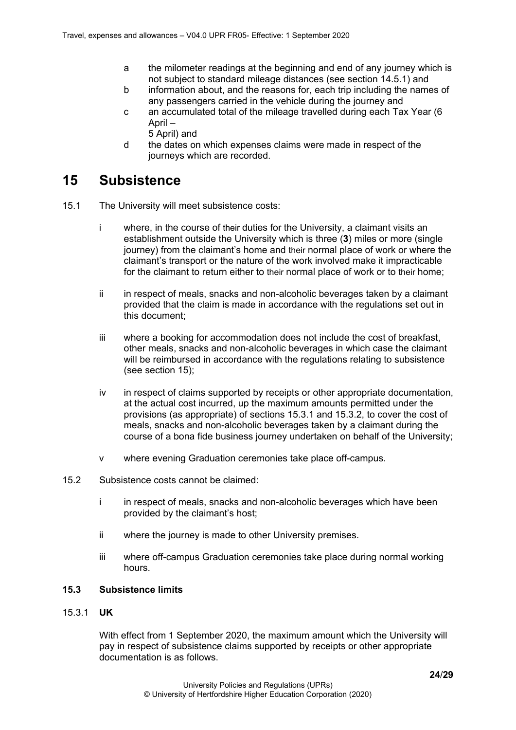a the milometer readings at the beginning and end of any journey which is not subject to standard mileage distances (see section 14.5.1) and

b information about, and the reasons for, each trip including the names of any passengers carried in the vehicle during the journey and

c an accumulated total of the mileage travelled during each Tax Year (6 April – 5 April) and

d the dates on which expenses claims were made in respect of the journeys which are recorded.

# 15 Subsistence

15.1 The University will meet subsistence costs:

i where, in the course of their duties for the University, a claimant visits an establishment outside the University which is three (**3**) miles or more (single journey) from the claimant's home and their normal place of work or where the claimant's transport or the nature of the work involved make it impracticable for the claimant to return either to their normal place of work or to their home;

ii in respect of meals, snacks and non-alcoholic beverages taken by a claimant provided that the claim is made in accordance with the regulations set out in this document;

iii where a booking for accommodation does not include the cost of breakfast, other meals, snacks and non-alcoholic beverages in which case the claimant will be reimbursed in accordance with the regulations relating to subsistence (see section 15);

iv in respect of claims supported by receipts or other appropriate documentation, at the actual cost incurred, up the maximum amounts permitted under the provisions (as appropriate) of sections 15.3.1 and 15.3.2, to cover the cost of meals, snacks and non-alcoholic beverages taken by a claimant during the course of a bona fide business journey undertaken on behalf of the University;

v where evening Graduation ceremonies take place off-campus.

15.2 Subsistence costs cannot be claimed:

i in respect of meals, snacks and non-alcoholic beverages which have been provided by the claimant's host;

ii where the journey is made to other University premises.

iii where off-campus Graduation ceremonies take place during normal working hours.

### 15.3 Subsistence limits

15.3.1 **UK**

With effect from 1 September 2020, the maximum amount which the University will pay in respect of subsistence claims supported by receipts or other appropriate documentation is as follows.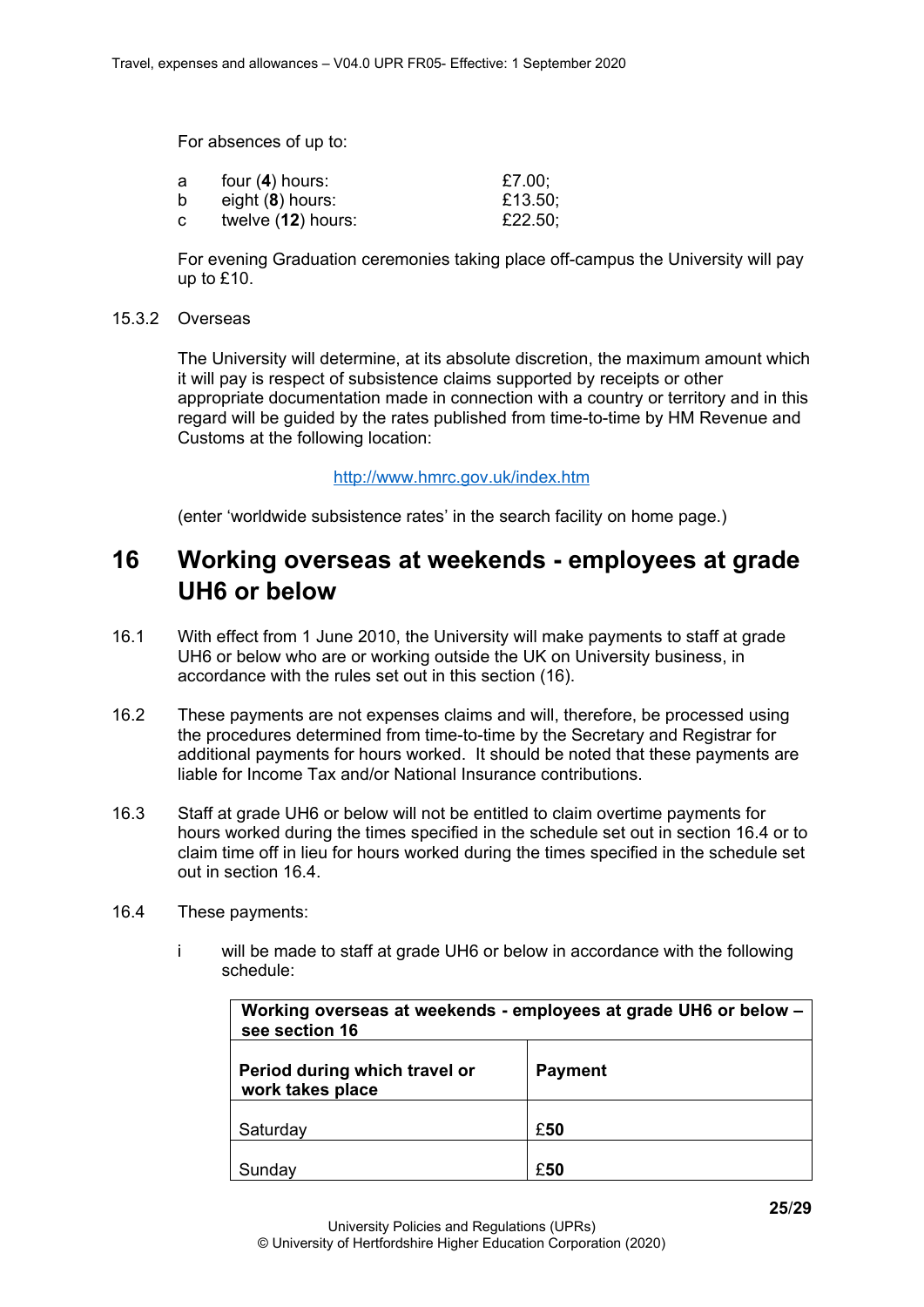For absences of up to:

a four (**4**) hours: £7.00;
b eight (**8**) hours: £13.50;
c twelve (**12**) hours: £22.50;

For evening Graduation ceremonies taking place off-campus the University will pay up to £10.

15.3.2 Overseas

The University will determine, at its absolute discretion, the maximum amount which it will pay is respect of subsistence claims supported by receipts or other appropriate documentation made in connection with a country or territory and in this regard will be guided by the rates published from time-to-time by HM Revenue and Customs at the following location:

http://www.hmrc.gov.uk/index.htm

(enter 'worldwide subsistence rates' in the search facility on home page.)

# 16 Working overseas at weekends - employees at grade UH6 or below

16.1 With effect from 1 June 2010, the University will make payments to staff at grade UH6 or below who are or working outside the UK on University business, in accordance with the rules set out in this section (16).

16.2 These payments are not expenses claims and will, therefore, be processed using the procedures determined from time-to-time by the Secretary and Registrar for additional payments for hours worked. It should be noted that these payments are liable for Income Tax and/or National Insurance contributions.

16.3 Staff at grade UH6 or below will not be entitled to claim overtime payments for hours worked during the times specified in the schedule set out in section 16.4 or to claim time off in lieu for hours worked during the times specified in the schedule set out in section 16.4.

16.4 These payments:

i will be made to staff at grade UH6 or below in accordance with the following schedule:

| **Working overseas at weekends - employees at grade UH6 or below – see section 16** | |
|---|---|
| **Period during which travel or work takes place** | **Payment** |
| Saturday | £**50** |
| Sunday | £**50** |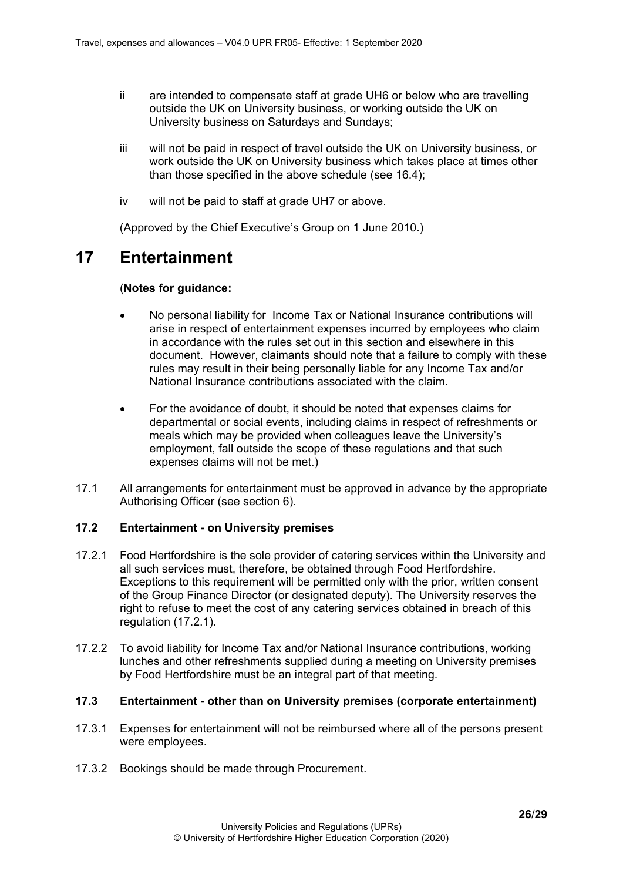ii are intended to compensate staff at grade UH6 or below who are travelling outside the UK on University business, or working outside the UK on University business on Saturdays and Sundays;

iii will not be paid in respect of travel outside the UK on University business, or work outside the UK on University business which takes place at times other than those specified in the above schedule (see 16.4);

iv will not be paid to staff at grade UH7 or above.

(Approved by the Chief Executive's Group on 1 June 2010.)

# 17 Entertainment

(**Notes for guidance:**

- No personal liability for Income Tax or National Insurance contributions will arise in respect of entertainment expenses incurred by employees who claim in accordance with the rules set out in this section and elsewhere in this document. However, claimants should note that a failure to comply with these rules may result in their being personally liable for any Income Tax and/or National Insurance contributions associated with the claim.

- For the avoidance of doubt, it should be noted that expenses claims for departmental or social events, including claims in respect of refreshments or meals which may be provided when colleagues leave the University's employment, fall outside the scope of these regulations and that such expenses claims will not be met.)

17.1 All arrangements for entertainment must be approved in advance by the appropriate Authorising Officer (see section 6).

### 17.2 Entertainment - on University premises

17.2.1 Food Hertfordshire is the sole provider of catering services within the University and all such services must, therefore, be obtained through Food Hertfordshire. Exceptions to this requirement will be permitted only with the prior, written consent of the Group Finance Director (or designated deputy). The University reserves the right to refuse to meet the cost of any catering services obtained in breach of this regulation (17.2.1).

17.2.2 To avoid liability for Income Tax and/or National Insurance contributions, working lunches and other refreshments supplied during a meeting on University premises by Food Hertfordshire must be an integral part of that meeting.

### 17.3 Entertainment - other than on University premises (corporate entertainment)

17.3.1 Expenses for entertainment will not be reimbursed where all of the persons present were employees.

17.3.2 Bookings should be made through Procurement.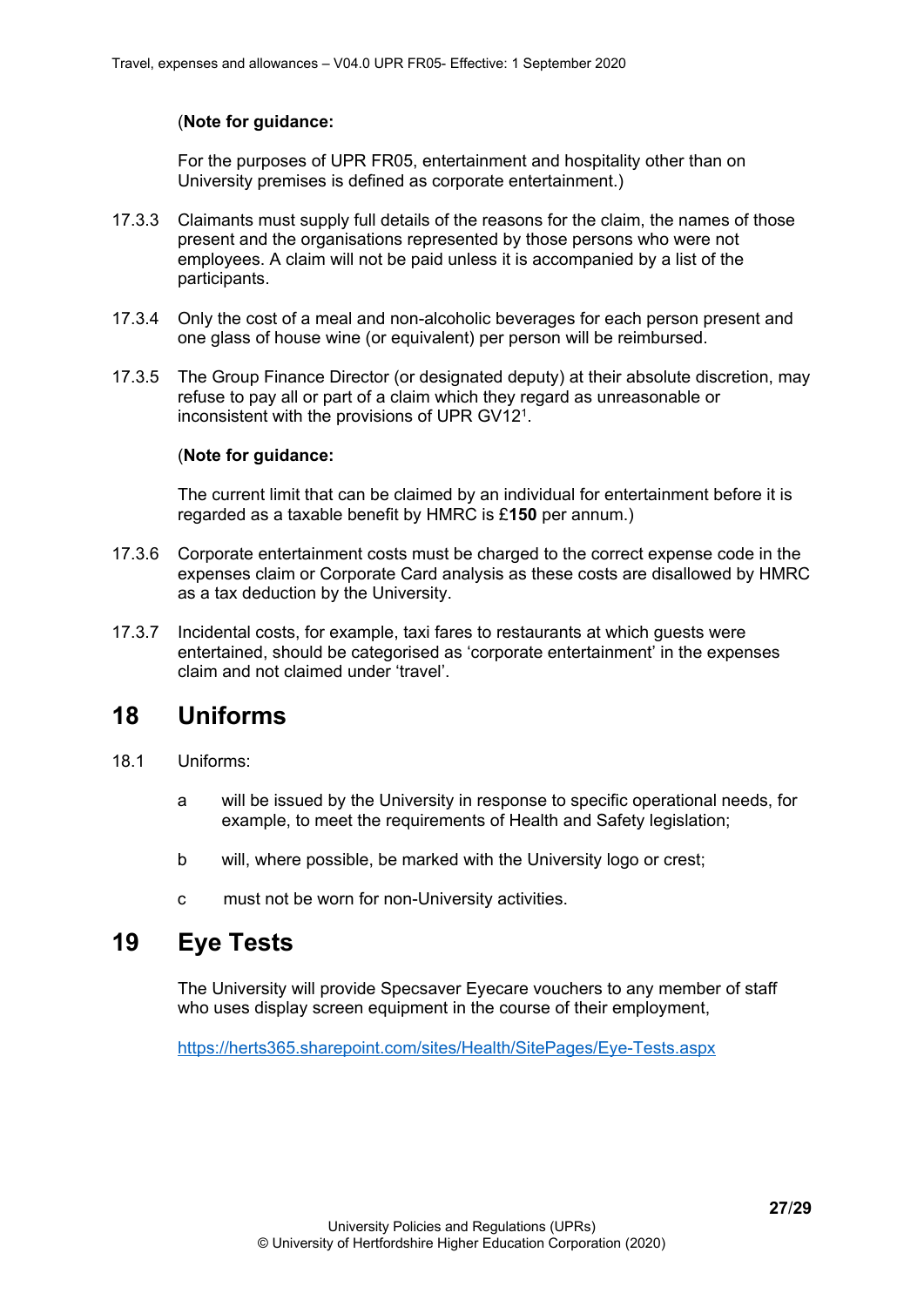(**Note for guidance:**

For the purposes of UPR FR05, entertainment and hospitality other than on University premises is defined as corporate entertainment.)

17.3.3 Claimants must supply full details of the reasons for the claim, the names of those present and the organisations represented by those persons who were not employees. A claim will not be paid unless it is accompanied by a list of the participants.

17.3.4 Only the cost of a meal and non-alcoholic beverages for each person present and one glass of house wine (or equivalent) per person will be reimbursed.

17.3.5 The Group Finance Director (or designated deputy) at their absolute discretion, may refuse to pay all or part of a claim which they regard as unreasonable or inconsistent with the provisions of UPR GV12[1].

(**Note for guidance:**

The current limit that can be claimed by an individual for entertainment before it is regarded as a taxable benefit by HMRC is £**150** per annum.)

17.3.6 Corporate entertainment costs must be charged to the correct expense code in the expenses claim or Corporate Card analysis as these costs are disallowed by HMRC as a tax deduction by the University.

17.3.7 Incidental costs, for example, taxi fares to restaurants at which guests were entertained, should be categorised as 'corporate entertainment' in the expenses claim and not claimed under 'travel'.

# 18 Uniforms

18.1 Uniforms:

a will be issued by the University in response to specific operational needs, for example, to meet the requirements of Health and Safety legislation;

b will, where possible, be marked with the University logo or crest;

c must not be worn for non-University activities.

# 19 Eye Tests

The University will provide Specsaver Eyecare vouchers to any member of staff who uses display screen equipment in the course of their employment,

https://herts365.sharepoint.com/sites/Health/SitePages/Eye-Tests.aspx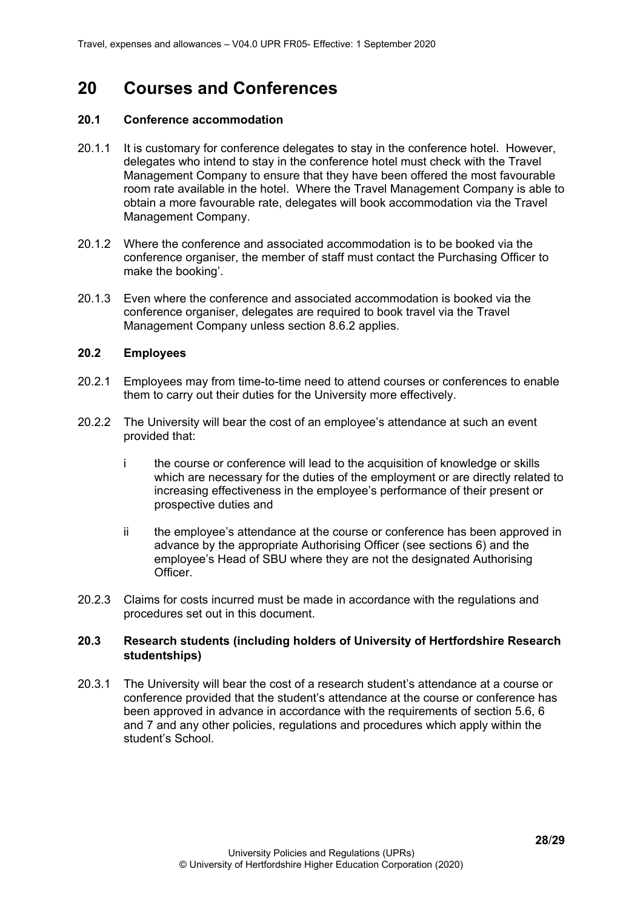# 20 Courses and Conferences

### 20.1 Conference accommodation

20.1.1 It is customary for conference delegates to stay in the conference hotel. However, delegates who intend to stay in the conference hotel must check with the Travel Management Company to ensure that they have been offered the most favourable room rate available in the hotel. Where the Travel Management Company is able to obtain a more favourable rate, delegates will book accommodation via the Travel Management Company.

20.1.2 Where the conference and associated accommodation is to be booked via the conference organiser, the member of staff must contact the Purchasing Officer to make the booking'.

20.1.3 Even where the conference and associated accommodation is booked via the conference organiser, delegates are required to book travel via the Travel Management Company unless section 8.6.2 applies.

### 20.2 Employees

20.2.1 Employees may from time-to-time need to attend courses or conferences to enable them to carry out their duties for the University more effectively.

20.2.2 The University will bear the cost of an employee's attendance at such an event provided that:

i the course or conference will lead to the acquisition of knowledge or skills which are necessary for the duties of the employment or are directly related to increasing effectiveness in the employee's performance of their present or prospective duties and

ii the employee's attendance at the course or conference has been approved in advance by the appropriate Authorising Officer (see sections 6) and the employee's Head of SBU where they are not the designated Authorising Officer.

20.2.3 Claims for costs incurred must be made in accordance with the regulations and procedures set out in this document.

### 20.3 Research students (including holders of University of Hertfordshire Research studentships)

20.3.1 The University will bear the cost of a research student's attendance at a course or conference provided that the student's attendance at the course or conference has been approved in advance in accordance with the requirements of section 5.6, 6 and 7 and any other policies, regulations and procedures which apply within the student's School.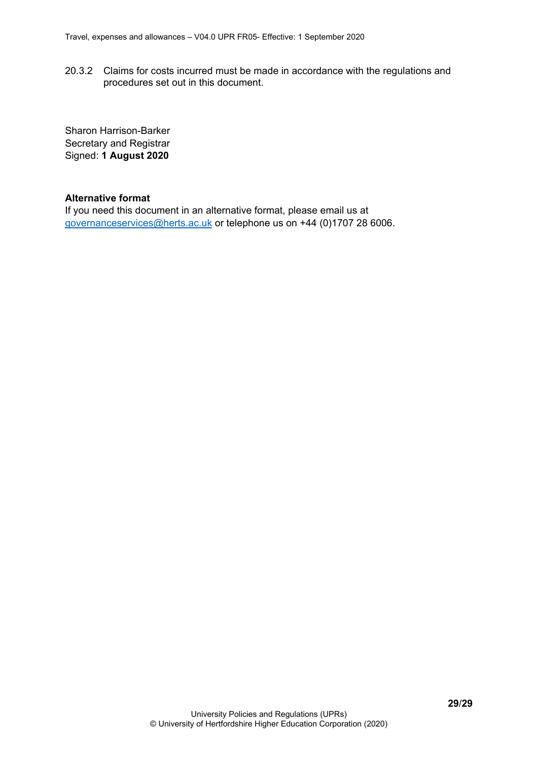20.3.2 Claims for costs incurred must be made in accordance with the regulations and procedures set out in this document.

Sharon Harrison-Barker
Secretary and Registrar
Signed: **1 August 2020**

**Alternative format**
If you need this document in an alternative format, please email us at governanceservices@herts.ac.uk or telephone us on +44 (0)1707 28 6006.